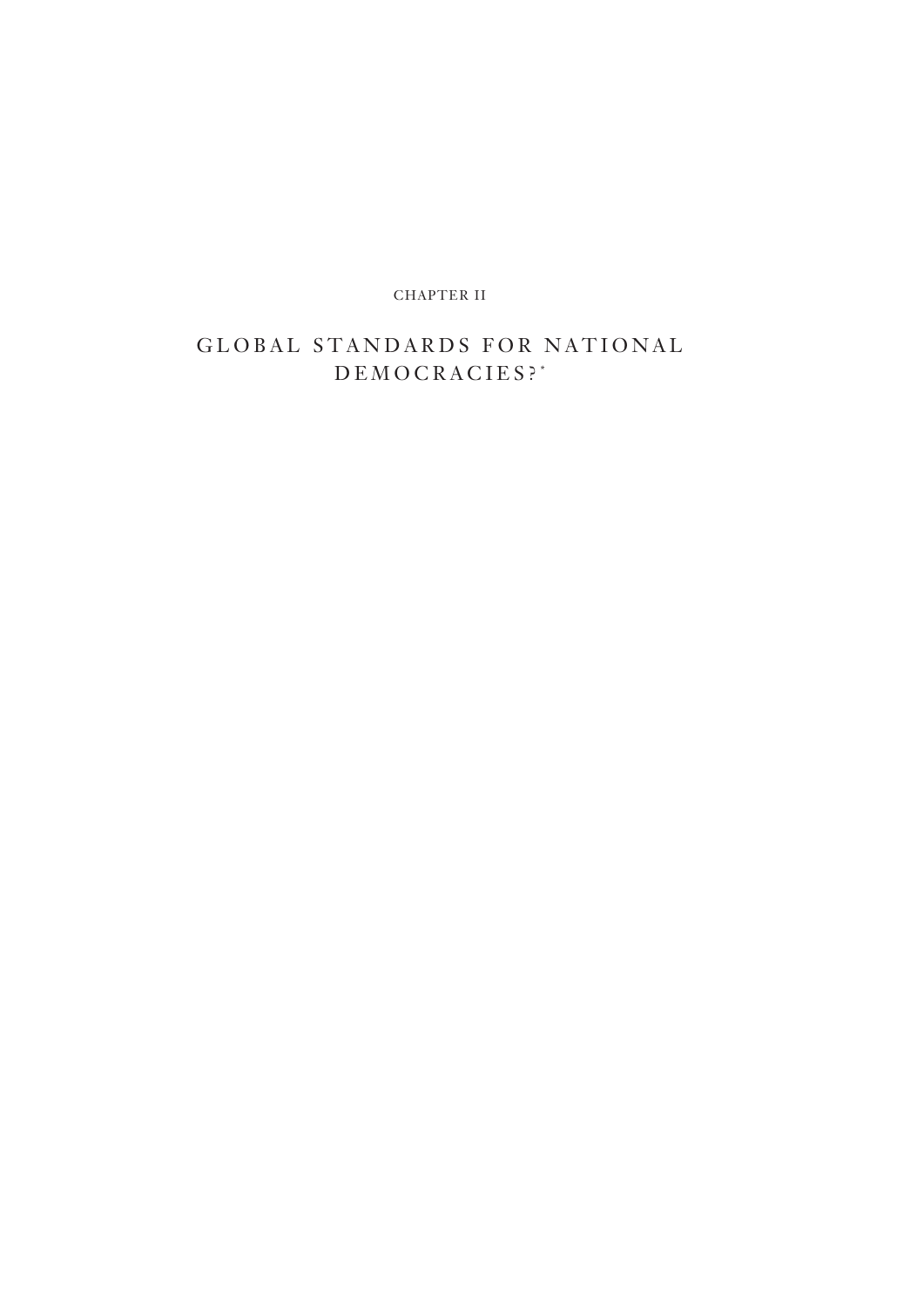CHAPTER II

# GLOBAL STANDARDS FOR NATIONAL DEMOCRACIES?*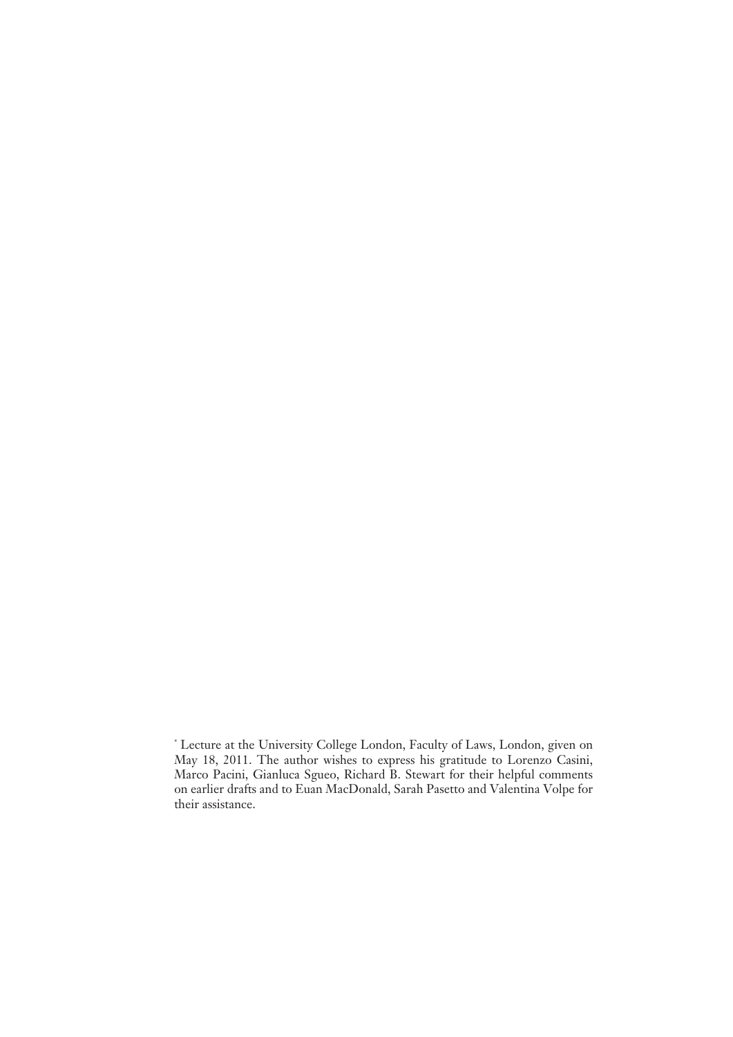[*] Lecture at the University College London, Faculty of Laws, London, given on May 18, 2011. The author wishes to express his gratitude to Lorenzo Casini, Marco Pacini, Gianluca Sgueo, Richard B. Stewart for their helpful comments on earlier drafts and to Euan MacDonald, Sarah Pasetto and Valentina Volpe for their assistance.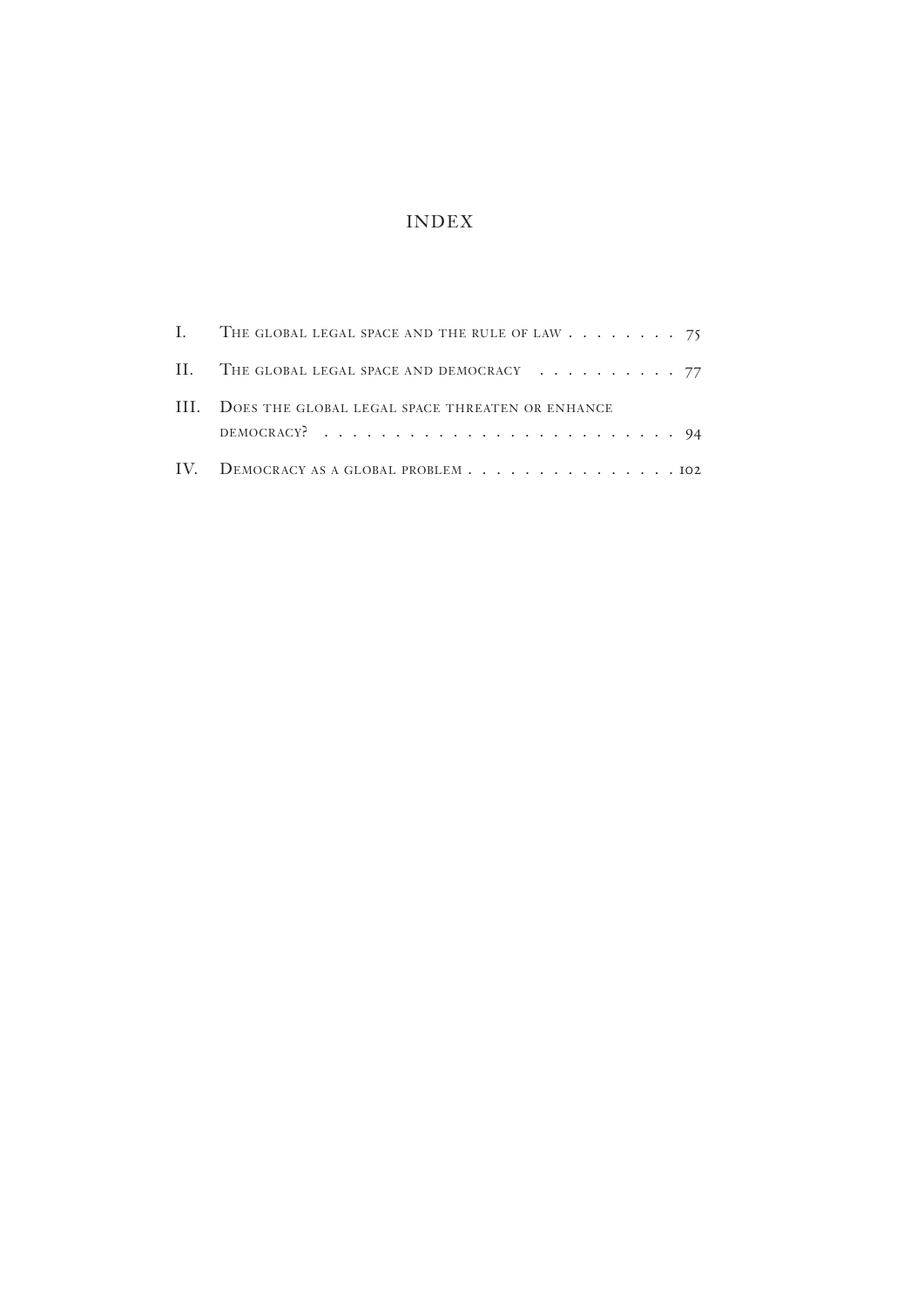# INDEX

- I. The global legal space and the rule of law . . . . . . . . 75
- II. The global legal space and democracy . . . . . . . . . . 77
- III. Does the global legal space threaten or enhance democracy? . . . . . . . . . . . . . . . . . . . . . . . . 94
- IV. Democracy as a global problem . . . . . . . . . . . . . . . 102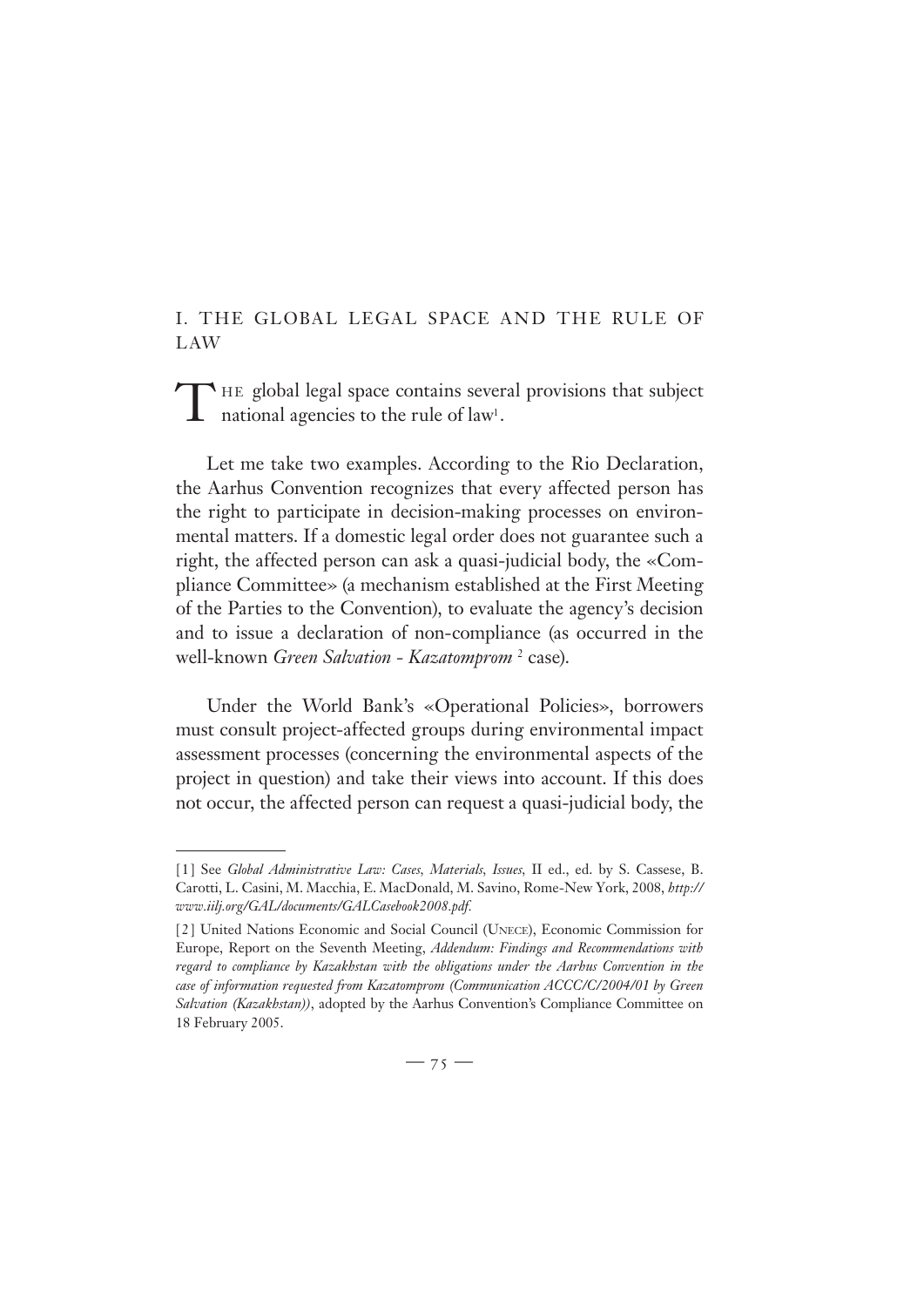## I. THE GLOBAL LEGAL SPACE AND THE RULE OF LAW

The global legal space contains several provisions that subject national agencies to the rule of law[1].

Let me take two examples. According to the Rio Declaration, the Aarhus Convention recognizes that every affected person has the right to participate in decision-making processes on environmental matters. If a domestic legal order does not guarantee such a right, the affected person can ask a quasi-judicial body, the «Compliance Committee» (a mechanism established at the First Meeting of the Parties to the Convention), to evaluate the agency's decision and to issue a declaration of non-compliance (as occurred in the well-known *Green Salvation - Kazatomprom* [2] case).

Under the World Bank's «Operational Policies», borrowers must consult project-affected groups during environmental impact assessment processes (concerning the environmental aspects of the project in question) and take their views into account. If this does not occur, the affected person can request a quasi-judicial body, the

---

[1] See *Global Administrative Law: Cases, Materials, Issues*, II ed., ed. by S. Cassese, B. Carotti, L. Casini, M. Macchia, E. MacDonald, M. Savino, Rome-New York, 2008, *http://www.iilj.org/GAL/documents/GALCasebook2008.pdf*.

[2] United Nations Economic and Social Council (UNECE), Economic Commission for Europe, Report on the Seventh Meeting, *Addendum: Findings and Recommendations with regard to compliance by Kazakhstan with the obligations under the Aarhus Convention in the case of information requested from Kazatomprom (Communication ACCC/C/2004/01 by Green Salvation (Kazakhstan))*, adopted by the Aarhus Convention's Compliance Committee on 18 February 2005.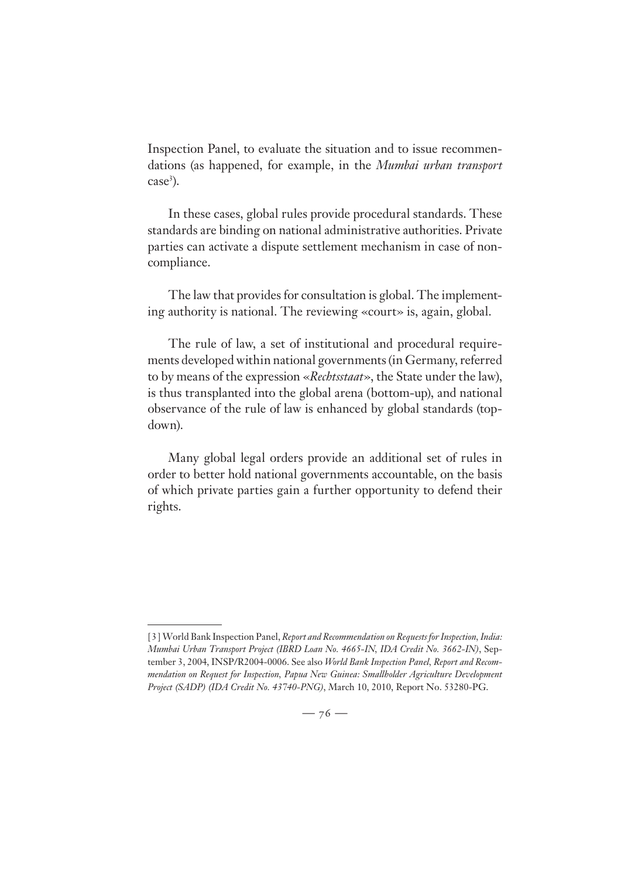Inspection Panel, to evaluate the situation and to issue recommendations (as happened, for example, in the *Mumbai urban transport* case[3]).

In these cases, global rules provide procedural standards. These standards are binding on national administrative authorities. Private parties can activate a dispute settlement mechanism in case of noncompliance.

The law that provides for consultation is global. The implementing authority is national. The reviewing «court» is, again, global.

The rule of law, a set of institutional and procedural requirements developed within national governments (in Germany, referred to by means of the expression «*Rechtsstaat*», the State under the law), is thus transplanted into the global arena (bottom-up), and national observance of the rule of law is enhanced by global standards (topdown).

Many global legal orders provide an additional set of rules in order to better hold national governments accountable, on the basis of which private parties gain a further opportunity to defend their rights.

---

[3] World Bank Inspection Panel, *Report and Recommendation on Requests for Inspection, India: Mumbai Urban Transport Project (IBRD Loan No. 4665-IN, IDA Credit No. 3662-IN)*, September 3, 2004, INSP/R2004-0006. See also *World Bank Inspection Panel, Report and Recommendation on Request for Inspection, Papua New Guinea: Smallholder Agriculture Development Project (SADP) (IDA Credit No. 43740-PNG)*, March 10, 2010, Report No. 53280-PG.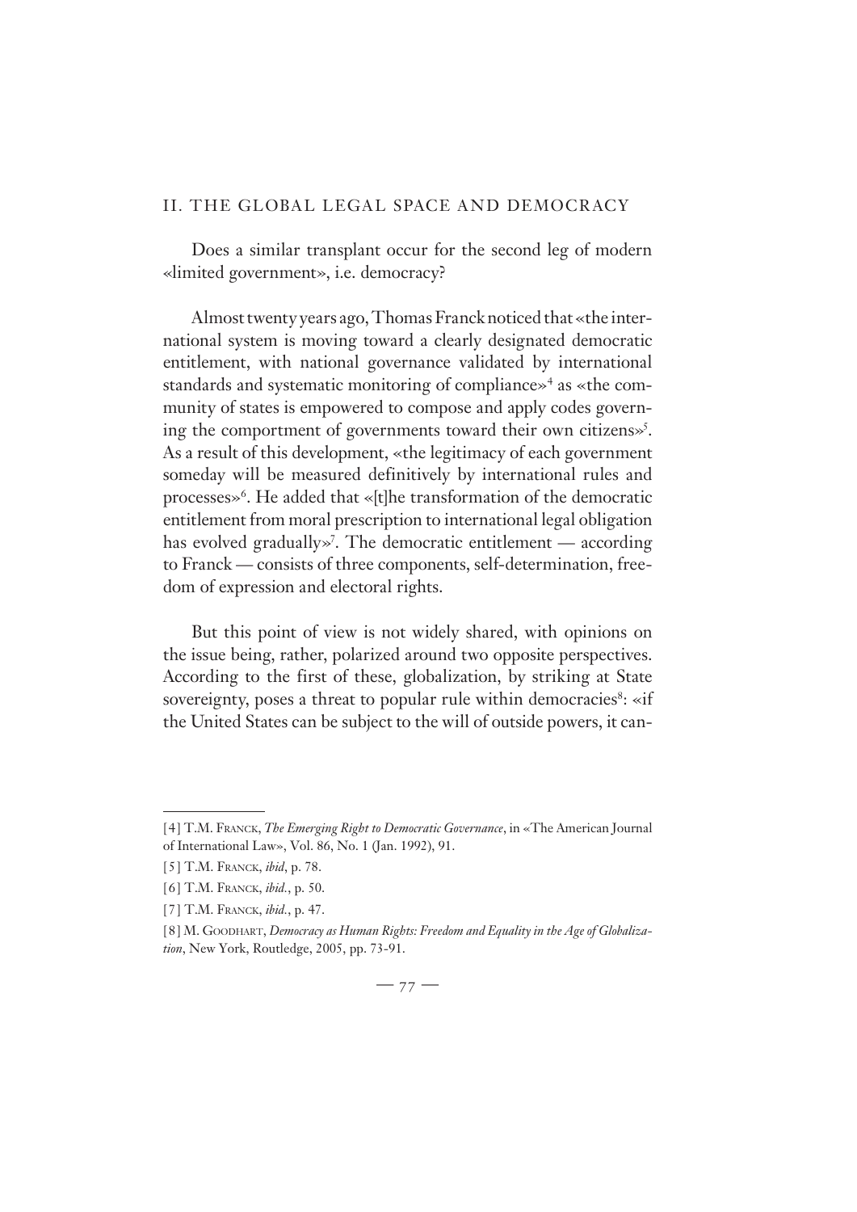## II. THE GLOBAL LEGAL SPACE AND DEMOCRACY

Does a similar transplant occur for the second leg of modern «limited government», i.e. democracy?

Almost twenty years ago, Thomas Franck noticed that «the international system is moving toward a clearly designated democratic entitlement, with national governance validated by international standards and systematic monitoring of compliance»[4] as «the community of states is empowered to compose and apply codes governing the comportment of governments toward their own citizens»[5]. As a result of this development, «the legitimacy of each government someday will be measured definitively by international rules and processes»[6]. He added that «[t]he transformation of the democratic entitlement from moral prescription to international legal obligation has evolved gradually»[7]. The democratic entitlement — according to Franck — consists of three components, self-determination, freedom of expression and electoral rights.

But this point of view is not widely shared, with opinions on the issue being, rather, polarized around two opposite perspectives. According to the first of these, globalization, by striking at State sovereignty, poses a threat to popular rule within democracies[8]: «if the United States can be subject to the will of outside powers, it can-

---

[4] T.M. Franck, *The Emerging Right to Democratic Governance*, in «The American Journal of International Law», Vol. 86, No. 1 (Jan. 1992), 91.

[5] T.M. Franck, *ibid*, p. 78.

[6] T.M. Franck, *ibid.*, p. 50.

[7] T.M. Franck, *ibid.*, p. 47.

[8] M. Goodhart, *Democracy as Human Rights: Freedom and Equality in the Age of Globalization*, New York, Routledge, 2005, pp. 73-91.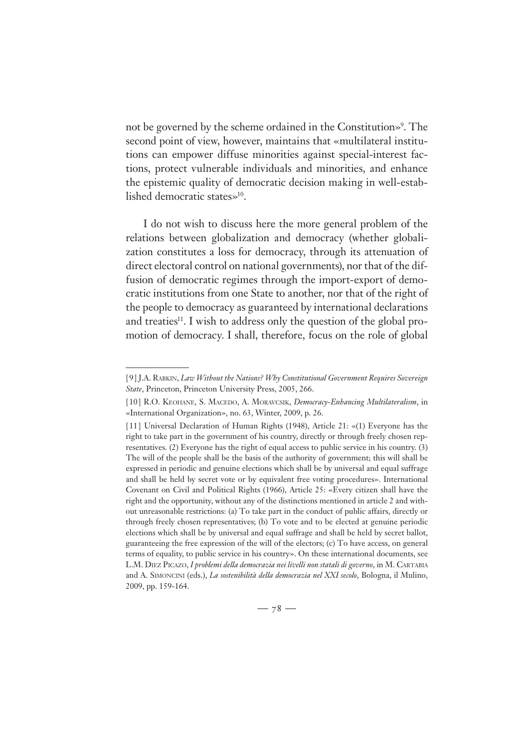not be governed by the scheme ordained in the Constitution»[9]. The second point of view, however, maintains that «multilateral institutions can empower diffuse minorities against special-interest factions, protect vulnerable individuals and minorities, and enhance the epistemic quality of democratic decision making in well-established democratic states»[10].

I do not wish to discuss here the more general problem of the relations between globalization and democracy (whether globalization constitutes a loss for democracy, through its attenuation of direct electoral control on national governments), nor that of the diffusion of democratic regimes through the import-export of democratic institutions from one State to another, nor that of the right of the people to democracy as guaranteed by international declarations and treaties[11]. I wish to address only the question of the global promotion of democracy. I shall, therefore, focus on the role of global

---

[9] J.A. Rabkin, *Law Without the Nations? Why Constitutional Government Requires Sovereign State*, Princeton, Princeton University Press, 2005, 266.

[10] R.O. Keohane, S. Macedo, A. Moravcsik, *Democracy-Enhancing Multilateralism*, in «International Organization», no. 63, Winter, 2009, p. 26.

[11] Universal Declaration of Human Rights (1948), Article 21: «(1) Everyone has the right to take part in the government of his country, directly or through freely chosen representatives. (2) Everyone has the right of equal access to public service in his country. (3) The will of the people shall be the basis of the authority of government; this will shall be expressed in periodic and genuine elections which shall be by universal and equal suffrage and shall be held by secret vote or by equivalent free voting procedures». International Covenant on Civil and Political Rights (1966), Article 25: «Every citizen shall have the right and the opportunity, without any of the distinctions mentioned in article 2 and without unreasonable restrictions: (a) To take part in the conduct of public affairs, directly or through freely chosen representatives; (b) To vote and to be elected at genuine periodic elections which shall be by universal and equal suffrage and shall be held by secret ballot, guaranteeing the free expression of the will of the electors; (c) To have access, on general terms of equality, to public service in his country». On these international documents, see L.M. Diez Picazo, *I problemi della democrazia nei livelli non statali di governo*, in M. Cartabia and A. Simoncini (eds.), *La sostenibilità della democrazia nel XXI secolo*, Bologna, il Mulino, 2009, pp. 159-164.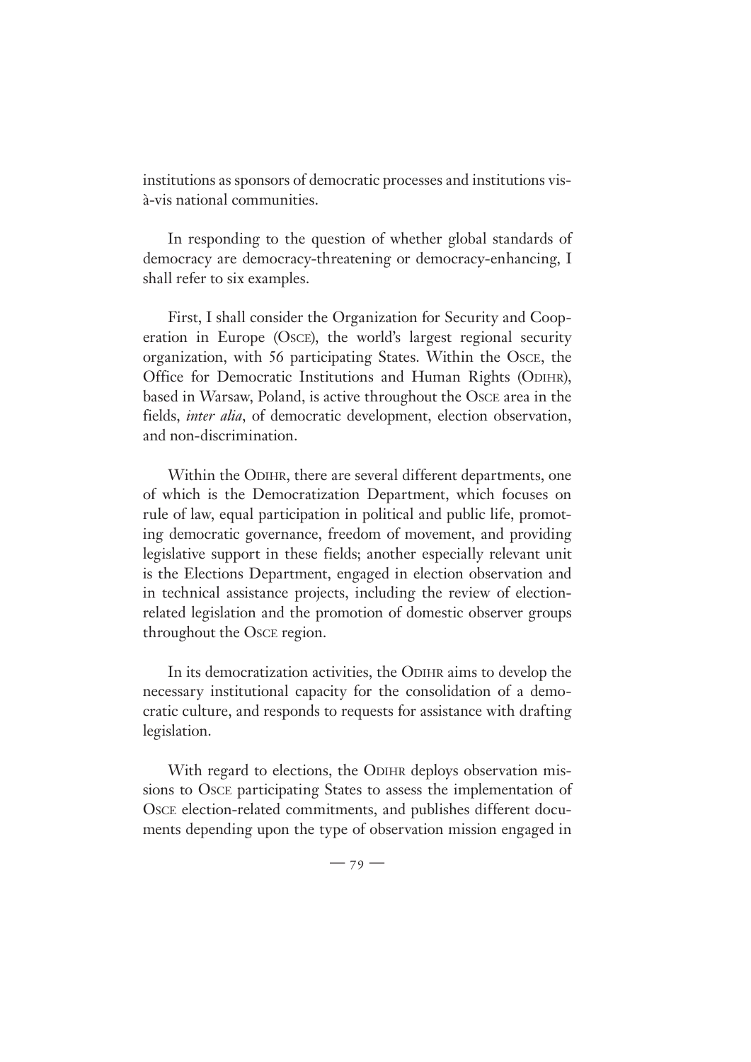institutions as sponsors of democratic processes and institutions vis-à-vis national communities.

In responding to the question of whether global standards of democracy are democracy-threatening or democracy-enhancing, I shall refer to six examples.

First, I shall consider the Organization for Security and Cooperation in Europe (OSCE), the world's largest regional security organization, with 56 participating States. Within the OSCE, the Office for Democratic Institutions and Human Rights (ODIHR), based in Warsaw, Poland, is active throughout the OSCE area in the fields, *inter alia*, of democratic development, election observation, and non-discrimination.

Within the ODIHR, there are several different departments, one of which is the Democratization Department, which focuses on rule of law, equal participation in political and public life, promoting democratic governance, freedom of movement, and providing legislative support in these fields; another especially relevant unit is the Elections Department, engaged in election observation and in technical assistance projects, including the review of election-related legislation and the promotion of domestic observer groups throughout the OSCE region.

In its democratization activities, the ODIHR aims to develop the necessary institutional capacity for the consolidation of a democratic culture, and responds to requests for assistance with drafting legislation.

With regard to elections, the ODIHR deploys observation missions to OSCE participating States to assess the implementation of OSCE election-related commitments, and publishes different documents depending upon the type of observation mission engaged in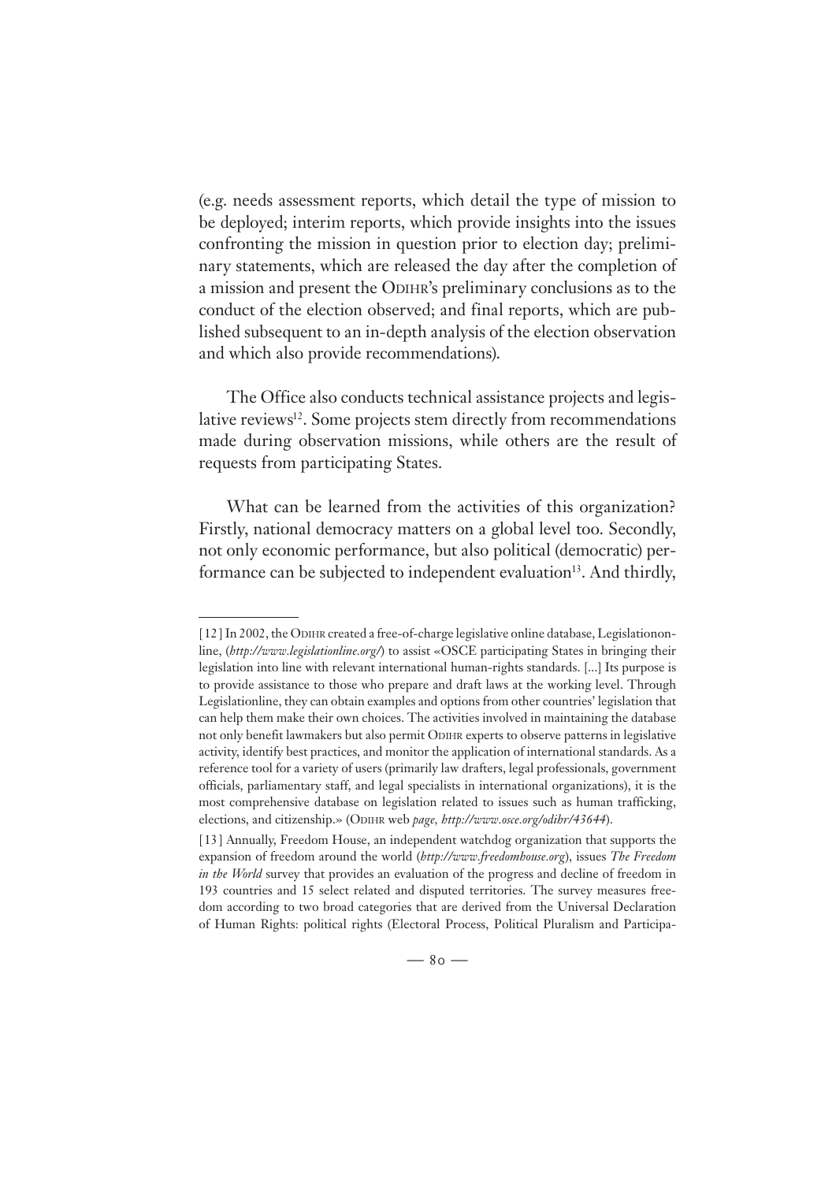(e.g. needs assessment reports, which detail the type of mission to be deployed; interim reports, which provide insights into the issues confronting the mission in question prior to election day; preliminary statements, which are released the day after the completion of a mission and present the ODIHR's preliminary conclusions as to the conduct of the election observed; and final reports, which are published subsequent to an in-depth analysis of the election observation and which also provide recommendations).

The Office also conducts technical assistance projects and legislative reviews[12]. Some projects stem directly from recommendations made during observation missions, while others are the result of requests from participating States.

What can be learned from the activities of this organization? Firstly, national democracy matters on a global level too. Secondly, not only economic performance, but also political (democratic) performance can be subjected to independent evaluation[13]. And thirdly,

---

[12] In 2002, the ODIHR created a free-of-charge legislative online database, Legislationonline, (*http://www.legislationline.org/*) to assist «OSCE participating States in bringing their legislation into line with relevant international human-rights standards. [...] Its purpose is to provide assistance to those who prepare and draft laws at the working level. Through Legislationline, they can obtain examples and options from other countries' legislation that can help them make their own choices. The activities involved in maintaining the database not only benefit lawmakers but also permit ODIHR experts to observe patterns in legislative activity, identify best practices, and monitor the application of international standards. As a reference tool for a variety of users (primarily law drafters, legal professionals, government officials, parliamentary staff, and legal specialists in international organizations), it is the most comprehensive database on legislation related to issues such as human trafficking, elections, and citizenship.» (ODIHR web *page*, *http://www.osce.org/odihr/43644*).

[13] Annually, Freedom House, an independent watchdog organization that supports the expansion of freedom around the world (*http://www.freedomhouse.org*), issues *The Freedom in the World* survey that provides an evaluation of the progress and decline of freedom in 193 countries and 15 select related and disputed territories. The survey measures freedom according to two broad categories that are derived from the Universal Declaration of Human Rights: political rights (Electoral Process, Political Pluralism and Participa-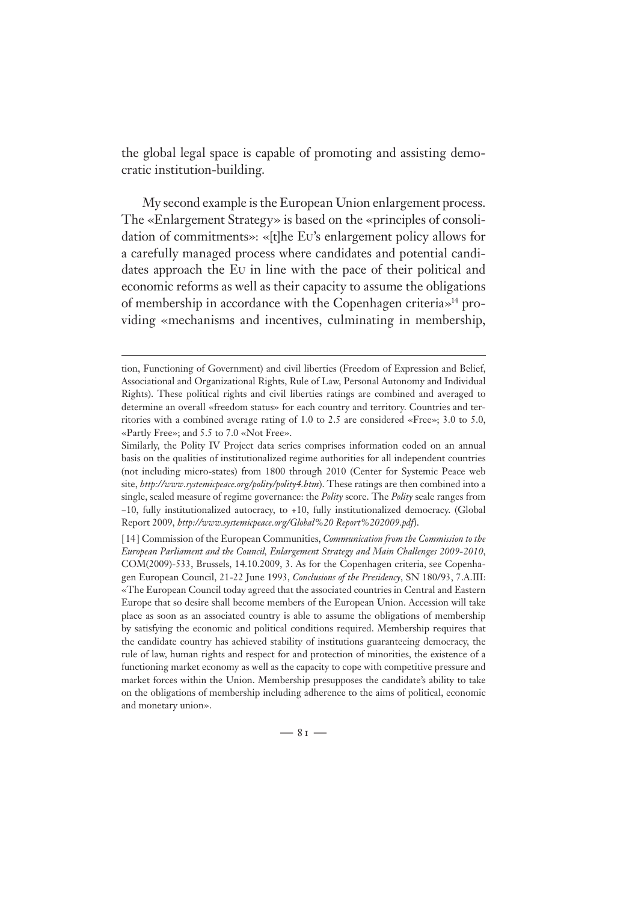the global legal space is capable of promoting and assisting democratic institution-building.

My second example is the European Union enlargement process. The «Enlargement Strategy» is based on the «principles of consolidation of commitments»: «[t]he EU's enlargement policy allows for a carefully managed process where candidates and potential candidates approach the EU in line with the pace of their political and economic reforms as well as their capacity to assume the obligations of membership in accordance with the Copenhagen criteria»[14] providing «mechanisms and incentives, culminating in membership,

---

tion, Functioning of Government) and civil liberties (Freedom of Expression and Belief, Associational and Organizational Rights, Rule of Law, Personal Autonomy and Individual Rights). These political rights and civil liberties ratings are combined and averaged to determine an overall «freedom status» for each country and territory. Countries and territories with a combined average rating of 1.0 to 2.5 are considered «Free»; 3.0 to 5.0, «Partly Free»; and 5.5 to 7.0 «Not Free».

Similarly, the Polity IV Project data series comprises information coded on an annual basis on the qualities of institutionalized regime authorities for all independent countries (not including micro-states) from 1800 through 2010 (Center for Systemic Peace web site, *http://www.systemicpeace.org/polity/polity4.htm*). These ratings are then combined into a single, scaled measure of regime governance: the *Polity* score. The *Polity* scale ranges from –10, fully institutionalized autocracy, to +10, fully institutionalized democracy. (Global Report 2009, *http://www.systemicpeace.org/Global%20 Report%202009.pdf*).

[14] Commission of the European Communities, *Communication from the Commission to the European Parliament and the Council, Enlargement Strategy and Main Challenges 2009-2010*, COM(2009)-533, Brussels, 14.10.2009, 3. As for the Copenhagen criteria, see Copenhagen European Council, 21-22 June 1993, *Conclusions of the Presidency*, SN 180/93, 7.A.III: «The European Council today agreed that the associated countries in Central and Eastern Europe that so desire shall become members of the European Union. Accession will take place as soon as an associated country is able to assume the obligations of membership by satisfying the economic and political conditions required. Membership requires that the candidate country has achieved stability of institutions guaranteeing democracy, the rule of law, human rights and respect for and protection of minorities, the existence of a functioning market economy as well as the capacity to cope with competitive pressure and market forces within the Union. Membership presupposes the candidate's ability to take on the obligations of membership including adherence to the aims of political, economic and monetary union».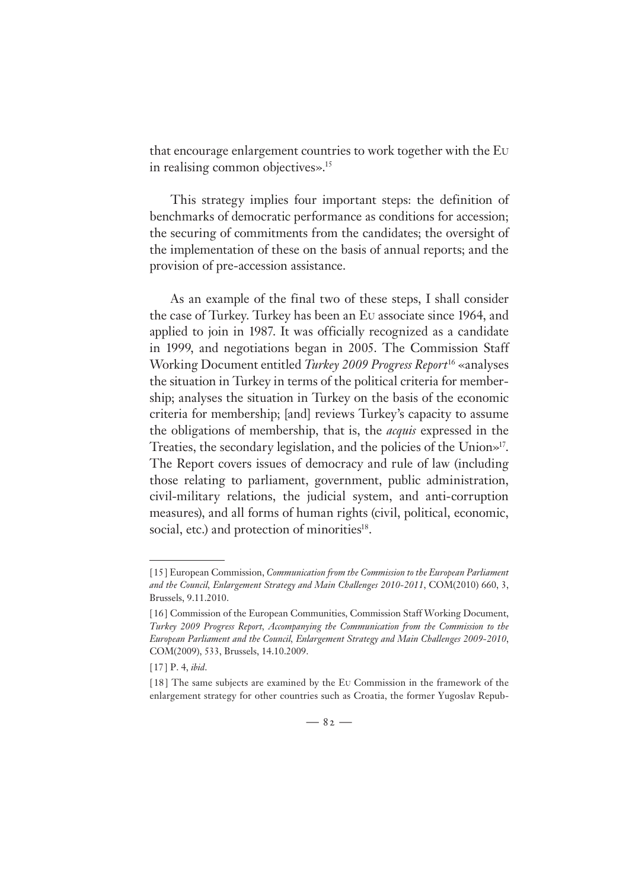that encourage enlargement countries to work together with the EU in realising common objectives».[15]

This strategy implies four important steps: the definition of benchmarks of democratic performance as conditions for accession; the securing of commitments from the candidates; the oversight of the implementation of these on the basis of annual reports; and the provision of pre-accession assistance.

As an example of the final two of these steps, I shall consider the case of Turkey. Turkey has been an EU associate since 1964, and applied to join in 1987. It was officially recognized as a candidate in 1999, and negotiations began in 2005. The Commission Staff Working Document entitled *Turkey 2009 Progress Report*[16] «analyses the situation in Turkey in terms of the political criteria for membership; analyses the situation in Turkey on the basis of the economic criteria for membership; [and] reviews Turkey's capacity to assume the obligations of membership, that is, the *acquis* expressed in the Treaties, the secondary legislation, and the policies of the Union»[17]. The Report covers issues of democracy and rule of law (including those relating to parliament, government, public administration, civil-military relations, the judicial system, and anti-corruption measures), and all forms of human rights (civil, political, economic, social, etc.) and protection of minorities[18].

---

[15] European Commission, *Communication from the Commission to the European Parliament and the Council, Enlargement Strategy and Main Challenges 2010-2011*, COM(2010) 660, 3, Brussels, 9.11.2010.

[16] Commission of the European Communities, Commission Staff Working Document, *Turkey 2009 Progress Report, Accompanying the Communication from the Commission to the European Parliament and the Council, Enlargement Strategy and Main Challenges 2009-2010*, COM(2009), 533, Brussels, 14.10.2009.

[17] P. 4, *ibid*.

[18] The same subjects are examined by the EU Commission in the framework of the enlargement strategy for other countries such as Croatia, the former Yugoslav Repub-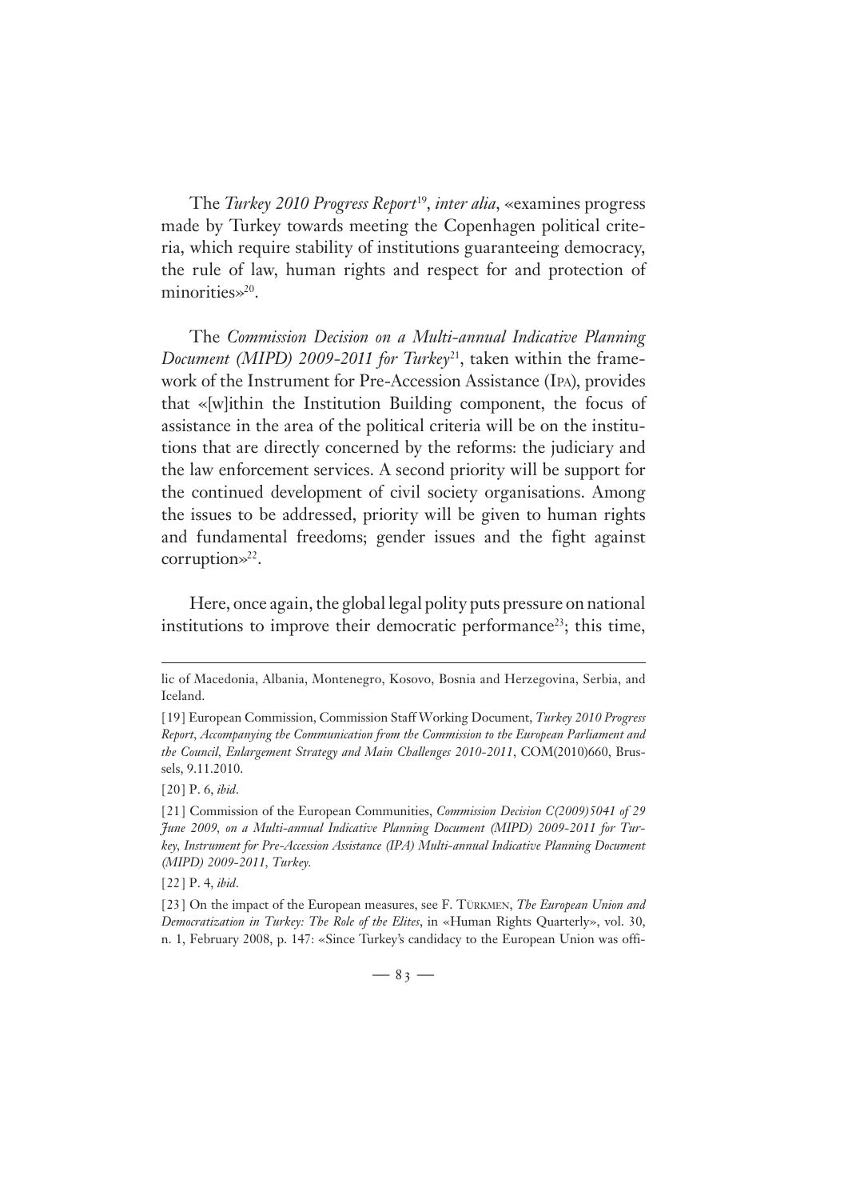The *Turkey 2010 Progress Report*[19], *inter alia*, «examines progress made by Turkey towards meeting the Copenhagen political criteria, which require stability of institutions guaranteeing democracy, the rule of law, human rights and respect for and protection of minorities»[20].

The *Commission Decision on a Multi-annual Indicative Planning Document (MIPD) 2009-2011 for Turkey*[21], taken within the framework of the Instrument for Pre-Accession Assistance (IPA), provides that «[w]ithin the Institution Building component, the focus of assistance in the area of the political criteria will be on the institutions that are directly concerned by the reforms: the judiciary and the law enforcement services. A second priority will be support for the continued development of civil society organisations. Among the issues to be addressed, priority will be given to human rights and fundamental freedoms; gender issues and the fight against corruption»[22].

Here, once again, the global legal polity puts pressure on national institutions to improve their democratic performance[23]; this time,

---

lic of Macedonia, Albania, Montenegro, Kosovo, Bosnia and Herzegovina, Serbia, and Iceland.

[19] European Commission, Commission Staff Working Document, *Turkey 2010 Progress Report, Accompanying the Communication from the Commission to the European Parliament and the Council, Enlargement Strategy and Main Challenges 2010-2011*, COM(2010)660, Brussels, 9.11.2010.

[20] P. 6, *ibid*.

[21] Commission of the European Communities, *Commission Decision C(2009)5041 of 29 June 2009, on a Multi-annual Indicative Planning Document (MIPD) 2009-2011 for Turkey, Instrument for Pre-Accession Assistance (IPA) Multi-annual Indicative Planning Document (MIPD) 2009-2011, Turkey.*

[22] P. 4, *ibid*.

[23] On the impact of the European measures, see F. TÜRKMEN, *The European Union and Democratization in Turkey: The Role of the Elites*, in «Human Rights Quarterly», vol. 30, n. 1, February 2008, p. 147: «Since Turkey's candidacy to the European Union was offi-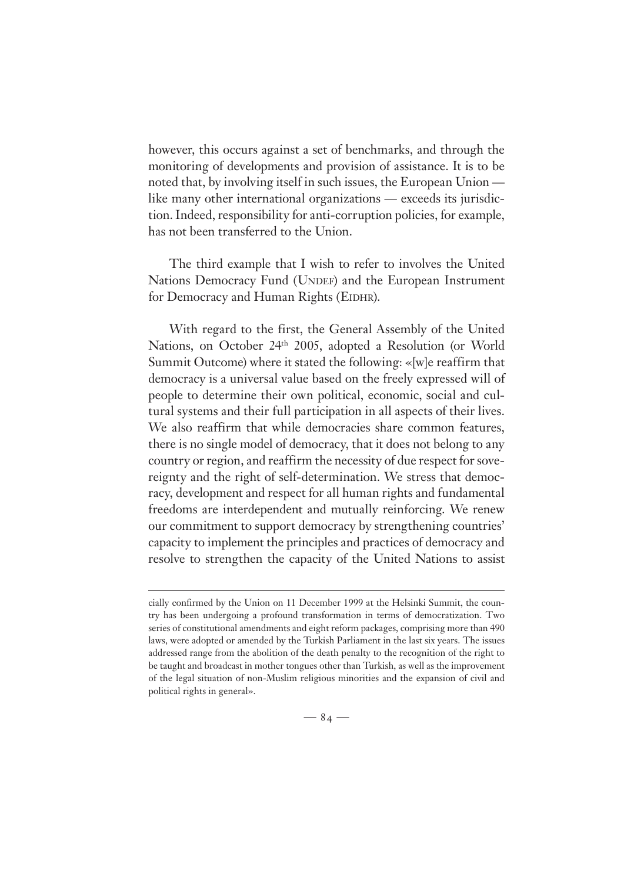however, this occurs against a set of benchmarks, and through the monitoring of developments and provision of assistance. It is to be noted that, by involving itself in such issues, the European Union — like many other international organizations — exceeds its jurisdiction. Indeed, responsibility for anti-corruption policies, for example, has not been transferred to the Union.

The third example that I wish to refer to involves the United Nations Democracy Fund (UNDEF) and the European Instrument for Democracy and Human Rights (EIDHR).

With regard to the first, the General Assembly of the United Nations, on October 24th 2005, adopted a Resolution (or World Summit Outcome) where it stated the following: «[w]e reaffirm that democracy is a universal value based on the freely expressed will of people to determine their own political, economic, social and cultural systems and their full participation in all aspects of their lives. We also reaffirm that while democracies share common features, there is no single model of democracy, that it does not belong to any country or region, and reaffirm the necessity of due respect for sovereignty and the right of self-determination. We stress that democracy, development and respect for all human rights and fundamental freedoms are interdependent and mutually reinforcing. We renew our commitment to support democracy by strengthening countries' capacity to implement the principles and practices of democracy and resolve to strengthen the capacity of the United Nations to assist

---

cially confirmed by the Union on 11 December 1999 at the Helsinki Summit, the country has been undergoing a profound transformation in terms of democratization. Two series of constitutional amendments and eight reform packages, comprising more than 490 laws, were adopted or amended by the Turkish Parliament in the last six years. The issues addressed range from the abolition of the death penalty to the recognition of the right to be taught and broadcast in mother tongues other than Turkish, as well as the improvement of the legal situation of non-Muslim religious minorities and the expansion of civil and political rights in general».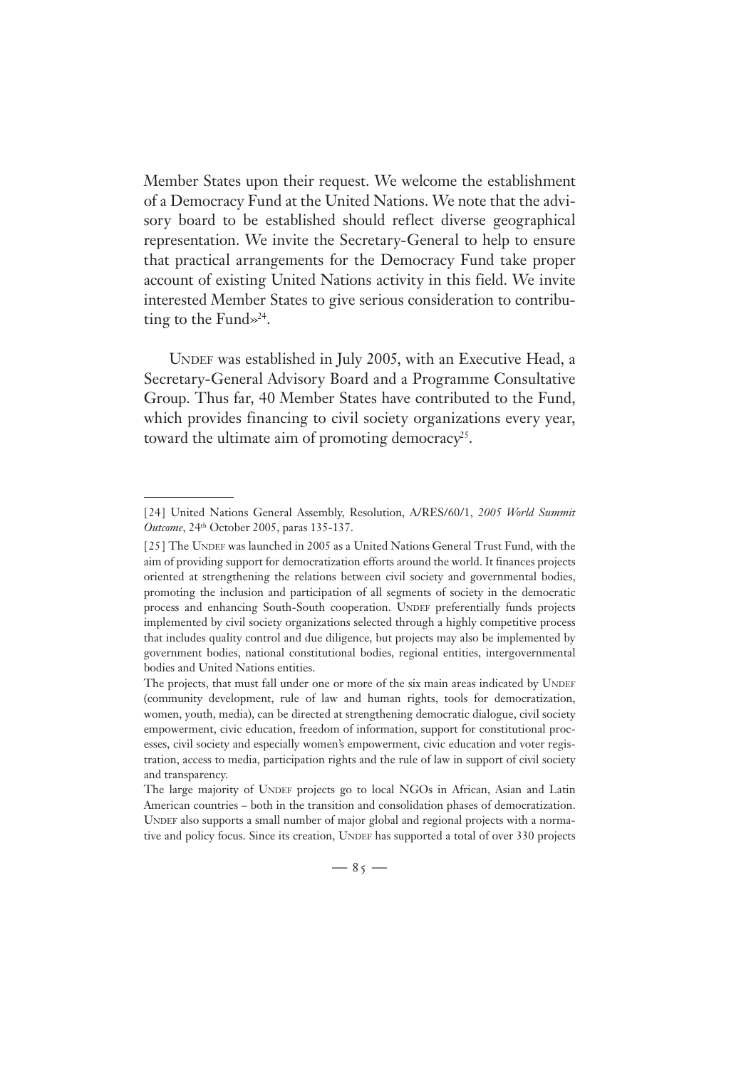Member States upon their request. We welcome the establishment of a Democracy Fund at the United Nations. We note that the advisory board to be established should reflect diverse geographical representation. We invite the Secretary-General to help to ensure that practical arrangements for the Democracy Fund take proper account of existing United Nations activity in this field. We invite interested Member States to give serious consideration to contributing to the Fund»[24].

UNDEF was established in July 2005, with an Executive Head, a Secretary-General Advisory Board and a Programme Consultative Group. Thus far, 40 Member States have contributed to the Fund, which provides financing to civil society organizations every year, toward the ultimate aim of promoting democracy[25].

---

[24] United Nations General Assembly, Resolution, A/RES/60/1, *2005 World Summit Outcome*, 24th October 2005, paras 135-137.

[25] The UNDEF was launched in 2005 as a United Nations General Trust Fund, with the aim of providing support for democratization efforts around the world. It finances projects oriented at strengthening the relations between civil society and governmental bodies, promoting the inclusion and participation of all segments of society in the democratic process and enhancing South-South cooperation. UNDEF preferentially funds projects implemented by civil society organizations selected through a highly competitive process that includes quality control and due diligence, but projects may also be implemented by government bodies, national constitutional bodies, regional entities, intergovernmental bodies and United Nations entities.

The projects, that must fall under one or more of the six main areas indicated by UNDEF (community development, rule of law and human rights, tools for democratization, women, youth, media), can be directed at strengthening democratic dialogue, civil society empowerment, civic education, freedom of information, support for constitutional processes, civil society and especially women's empowerment, civic education and voter registration, access to media, participation rights and the rule of law in support of civil society and transparency.

The large majority of UNDEF projects go to local NGOs in African, Asian and Latin American countries – both in the transition and consolidation phases of democratization. UNDEF also supports a small number of major global and regional projects with a normative and policy focus. Since its creation, UNDEF has supported a total of over 330 projects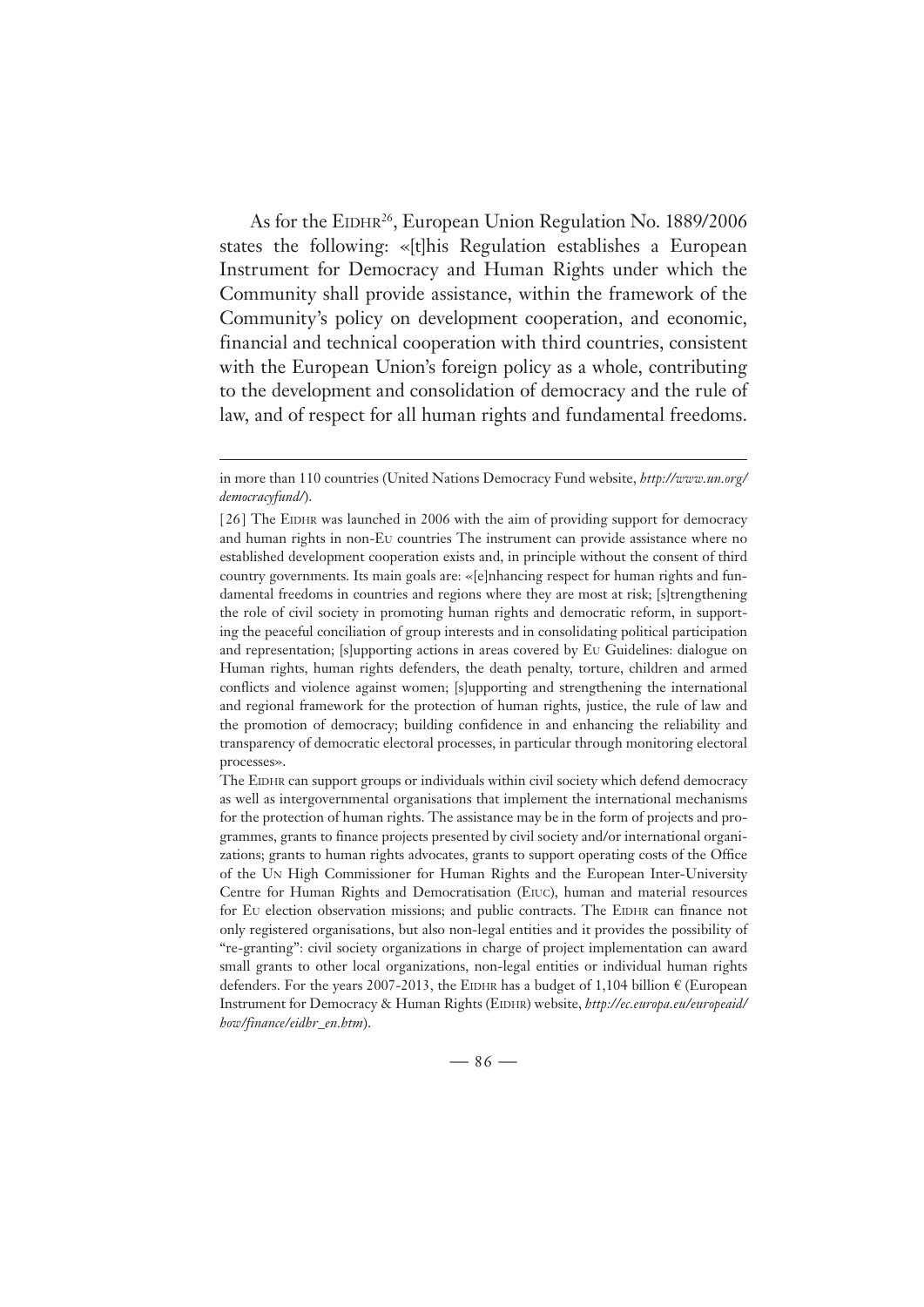As for the EIDHR[26], European Union Regulation No. 1889/2006 states the following: «[t]his Regulation establishes a European Instrument for Democracy and Human Rights under which the Community shall provide assistance, within the framework of the Community's policy on development cooperation, and economic, financial and technical cooperation with third countries, consistent with the European Union's foreign policy as a whole, contributing to the development and consolidation of democracy and the rule of law, and of respect for all human rights and fundamental freedoms.

---

in more than 110 countries (United Nations Democracy Fund website, *http://www.un.org/democracyfund/*).

[26] The EIDHR was launched in 2006 with the aim of providing support for democracy and human rights in non-EU countries The instrument can provide assistance where no established development cooperation exists and, in principle without the consent of third country governments. Its main goals are: «[e]nhancing respect for human rights and fundamental freedoms in countries and regions where they are most at risk; [s]trengthening the role of civil society in promoting human rights and democratic reform, in supporting the peaceful conciliation of group interests and in consolidating political participation and representation; [s]upporting actions in areas covered by EU Guidelines: dialogue on Human rights, human rights defenders, the death penalty, torture, children and armed conflicts and violence against women; [s]upporting and strengthening the international and regional framework for the protection of human rights, justice, the rule of law and the promotion of democracy; building confidence in and enhancing the reliability and transparency of democratic electoral processes, in particular through monitoring electoral processes».

The EIDHR can support groups or individuals within civil society which defend democracy as well as intergovernmental organisations that implement the international mechanisms for the protection of human rights. The assistance may be in the form of projects and programmes, grants to finance projects presented by civil society and/or international organizations; grants to human rights advocates, grants to support operating costs of the Office of the UN High Commissioner for Human Rights and the European Inter-University Centre for Human Rights and Democratisation (EIUC), human and material resources for EU election observation missions; and public contracts. The EIDHR can finance not only registered organisations, but also non-legal entities and it provides the possibility of "re-granting": civil society organizations in charge of project implementation can award small grants to other local organizations, non-legal entities or individual human rights defenders. For the years 2007-2013, the EIDHR has a budget of 1,104 billion € (European Instrument for Democracy & Human Rights (EIDHR) website, *http://ec.europa.eu/europeaid/how/finance/eidhr_en.htm*).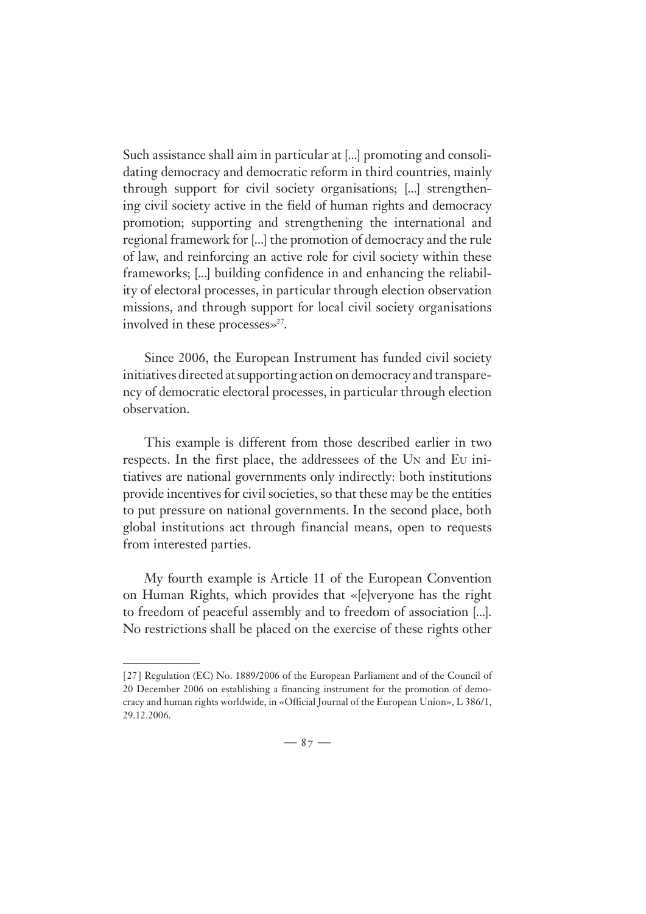Such assistance shall aim in particular at [...] promoting and consolidating democracy and democratic reform in third countries, mainly through support for civil society organisations; [...] strengthening civil society active in the field of human rights and democracy promotion; supporting and strengthening the international and regional framework for [...] the promotion of democracy and the rule of law, and reinforcing an active role for civil society within these frameworks; [...] building confidence in and enhancing the reliability of electoral processes, in particular through election observation missions, and through support for local civil society organisations involved in these processes»[27].

Since 2006, the European Instrument has funded civil society initiatives directed at supporting action on democracy and transparency of democratic electoral processes, in particular through election observation.

This example is different from those described earlier in two respects. In the first place, the addressees of the UN and EU initiatives are national governments only indirectly: both institutions provide incentives for civil societies, so that these may be the entities to put pressure on national governments. In the second place, both global institutions act through financial means, open to requests from interested parties.

My fourth example is Article 11 of the European Convention on Human Rights, which provides that «[e]veryone has the right to freedom of peaceful assembly and to freedom of association [...]. No restrictions shall be placed on the exercise of these rights other

---

[27] Regulation (EC) No. 1889/2006 of the European Parliament and of the Council of 20 December 2006 on establishing a financing instrument for the promotion of democracy and human rights worldwide, in «Official Journal of the European Union», L 386/1, 29.12.2006.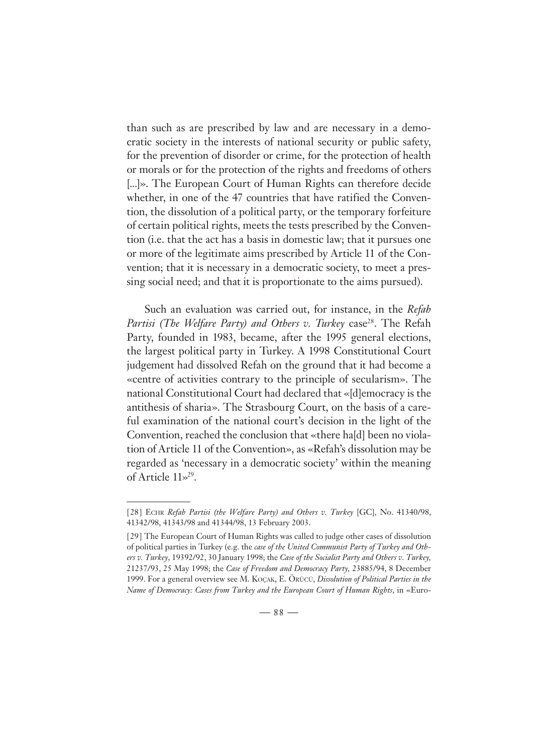than such as are prescribed by law and are necessary in a democratic society in the interests of national security or public safety, for the prevention of disorder or crime, for the protection of health or morals or for the protection of the rights and freedoms of others [...]». The European Court of Human Rights can therefore decide whether, in one of the 47 countries that have ratified the Convention, the dissolution of a political party, or the temporary forfeiture of certain political rights, meets the tests prescribed by the Convention (i.e. that the act has a basis in domestic law; that it pursues one or more of the legitimate aims prescribed by Article 11 of the Convention; that it is necessary in a democratic society, to meet a pressing social need; and that it is proportionate to the aims pursued).

Such an evaluation was carried out, for instance, in the *Refah Partisi (The Welfare Party) and Others v. Turkey* case[28]. The Refah Party, founded in 1983, became, after the 1995 general elections, the largest political party in Turkey. A 1998 Constitutional Court judgement had dissolved Refah on the ground that it had become a «centre of activities contrary to the principle of secularism». The national Constitutional Court had declared that «[d]emocracy is the antithesis of sharia». The Strasbourg Court, on the basis of a careful examination of the national court's decision in the light of the Convention, reached the conclusion that «there ha[d] been no violation of Article 11 of the Convention», as «Refah's dissolution may be regarded as 'necessary in a democratic society' within the meaning of Article 11»[29].

---

[28] ECHR *Refah Partisi (the Welfare Party) and Others v. Turkey* [GC], No. 41340/98, 41342/98, 41343/98 and 41344/98, 13 February 2003.

[29] The European Court of Human Rights was called to judge other cases of dissolution of political parties in Turkey (e.g. the *case of the United Communist Party of Turkey and Others v. Turkey*, 19392/92, 30 January 1998; the *Case of the Socialist Party and Others v. Turkey*, 21237/93, 25 May 1998; the *Case of Freedom and Democracy Party*, 23885/94, 8 December 1999. For a general overview see M. KOÇAK, E. ÖRÜCÜ, *Dissolution of Political Parties in the Name of Democracy: Cases from Turkey and the European Court of Human Rights*, in «Euro-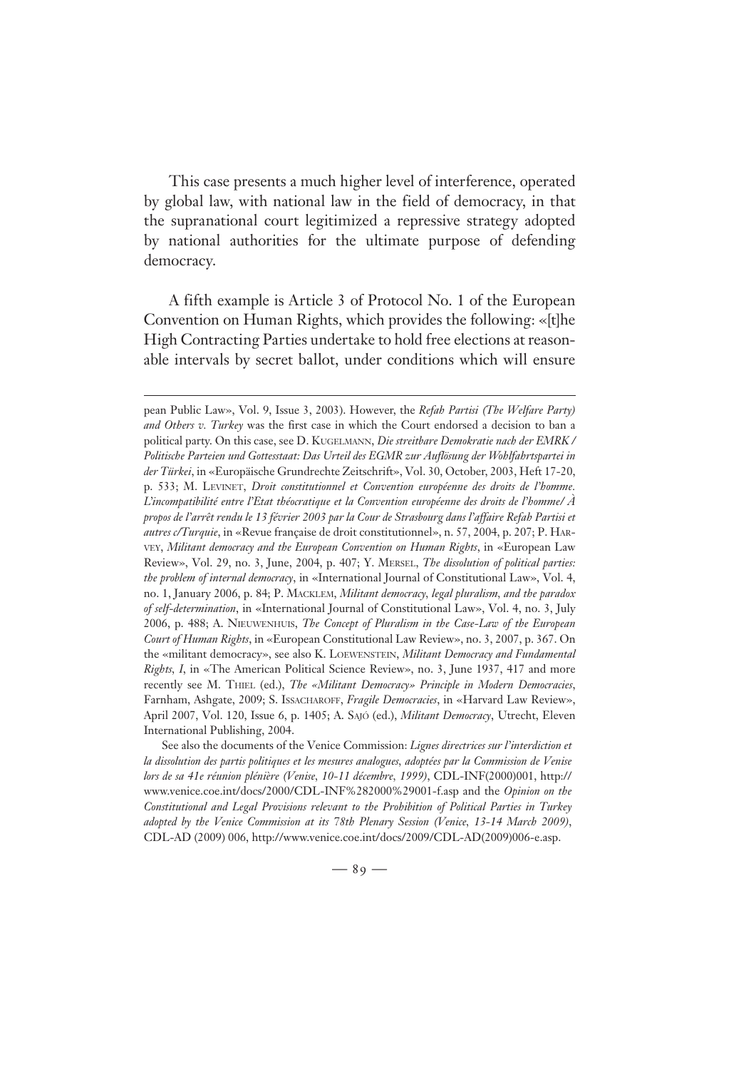This case presents a much higher level of interference, operated by global law, with national law in the field of democracy, in that the supranational court legitimized a repressive strategy adopted by national authorities for the ultimate purpose of defending democracy.

A fifth example is Article 3 of Protocol No. 1 of the European Convention on Human Rights, which provides the following: «[t]he High Contracting Parties undertake to hold free elections at reasonable intervals by secret ballot, under conditions which will ensure

---

pean Public Law», Vol. 9, Issue 3, 2003). However, the *Refah Partisi (The Welfare Party) and Others v. Turkey* was the first case in which the Court endorsed a decision to ban a political party. On this case, see D. Kugelmann, *Die streitbare Demokratie nach der EMRK / Politische Parteien und Gottesstaat: Das Urteil des EGMR zur Auflösung der Wohlfahrtspartei in der Türkei*, in «Europäische Grundrechte Zeitschrift», Vol. 30, October, 2003, Heft 17-20, p. 533; M. Levinet, *Droit constitutionnel et Convention européenne des droits de l'homme. L'incompatibilité entre l'Etat théocratique et la Convention européenne des droits de l'homme/ À propos de l'arrêt rendu le 13 février 2003 par la Cour de Strasbourg dans l'affaire Refah Partisi et autres c/Turquie*, in «Revue française de droit constitutionnel», n. 57, 2004, p. 207; P. Harvey, *Militant democracy and the European Convention on Human Rights*, in «European Law Review», Vol. 29, no. 3, June, 2004, p. 407; Y. Mersel, *The dissolution of political parties: the problem of internal democracy*, in «International Journal of Constitutional Law», Vol. 4, no. 1, January 2006, p. 84; P. Macklem, *Militant democracy, legal pluralism, and the paradox of self-determination*, in «International Journal of Constitutional Law», Vol. 4, no. 3, July 2006, p. 488; A. Nieuwenhuis, *The Concept of Pluralism in the Case-Law of the European Court of Human Rights*, in «European Constitutional Law Review», no. 3, 2007, p. 367. On the «militant democracy», see also K. Loewenstein, *Militant Democracy and Fundamental Rights, I*, in «The American Political Science Review», no. 3, June 1937, 417 and more recently see M. Thiel (ed.), *The «Militant Democracy» Principle in Modern Democracies*, Farnham, Ashgate, 2009; S. Issacharoff, *Fragile Democracies*, in «Harvard Law Review», April 2007, Vol. 120, Issue 6, p. 1405; A. Sajó (ed.), *Militant Democracy*, Utrecht, Eleven International Publishing, 2004.

See also the documents of the Venice Commission: *Lignes directrices sur l'interdiction et la dissolution des partis politiques et les mesures analogues, adoptées par la Commission de Venise lors de sa 41e réunion plénière (Venise, 10-11 décembre, 1999)*, CDL-INF(2000)001, http://www.venice.coe.int/docs/2000/CDL-INF%282000%29001-f.asp and the *Opinion on the Constitutional and Legal Provisions relevant to the Prohibition of Political Parties in Turkey adopted by the Venice Commission at its 78th Plenary Session (Venice, 13-14 March 2009)*, CDL-AD (2009) 006, http://www.venice.coe.int/docs/2009/CDL-AD(2009)006-e.asp.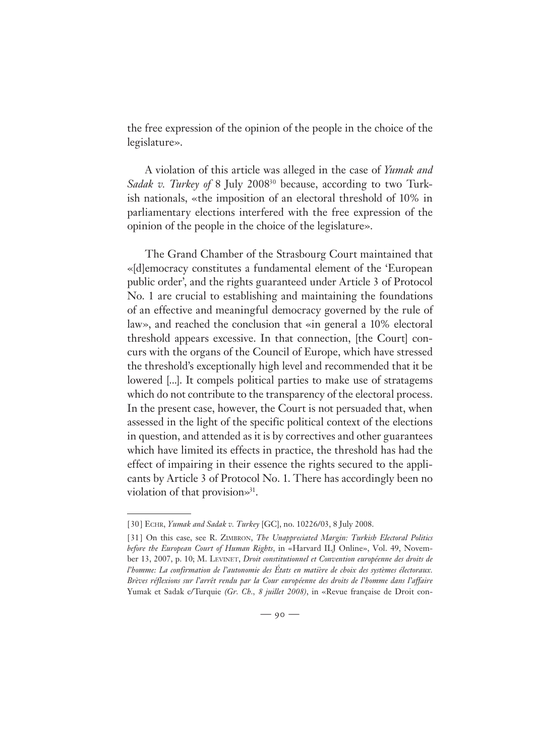the free expression of the opinion of the people in the choice of the legislature».

A violation of this article was alleged in the case of *Yumak and Sadak v. Turkey of* 8 July 2008[30] because, according to two Turkish nationals, «the imposition of an electoral threshold of 10% in parliamentary elections interfered with the free expression of the opinion of the people in the choice of the legislature».

The Grand Chamber of the Strasbourg Court maintained that «[d]emocracy constitutes a fundamental element of the 'European public order', and the rights guaranteed under Article 3 of Protocol No. 1 are crucial to establishing and maintaining the foundations of an effective and meaningful democracy governed by the rule of law», and reached the conclusion that «in general a 10% electoral threshold appears excessive. In that connection, [the Court] concurs with the organs of the Council of Europe, which have stressed the threshold's exceptionally high level and recommended that it be lowered [...]. It compels political parties to make use of stratagems which do not contribute to the transparency of the electoral process. In the present case, however, the Court is not persuaded that, when assessed in the light of the specific political context of the elections in question, and attended as it is by correctives and other guarantees which have limited its effects in practice, the threshold has had the effect of impairing in their essence the rights secured to the applicants by Article 3 of Protocol No. 1. There has accordingly been no violation of that provision»[31].

---

[30] ECHR, *Yumak and Sadak v. Turkey* [GC], no. 10226/03, 8 July 2008.

[31] On this case, see R. ZIMBRON, *The Unappreciated Margin: Turkish Electoral Politics before the European Court of Human Rights*, in «Harvard ILJ Online», Vol. 49, November 13, 2007, p. 10; M. LEVINET, *Droit constitutionnel et Convention européenne des droits de l'homme: La confirmation de l'autonomie des États en matière de choix des systèmes électoraux. Brèves réflexions sur l'arrêt rendu par la Cour européenne des droits de l'homme dans l'affaire* Yumak et Sadak c/Turquie *(Gr. Ch., 8 juillet 2008)*, in «Revue française de Droit con-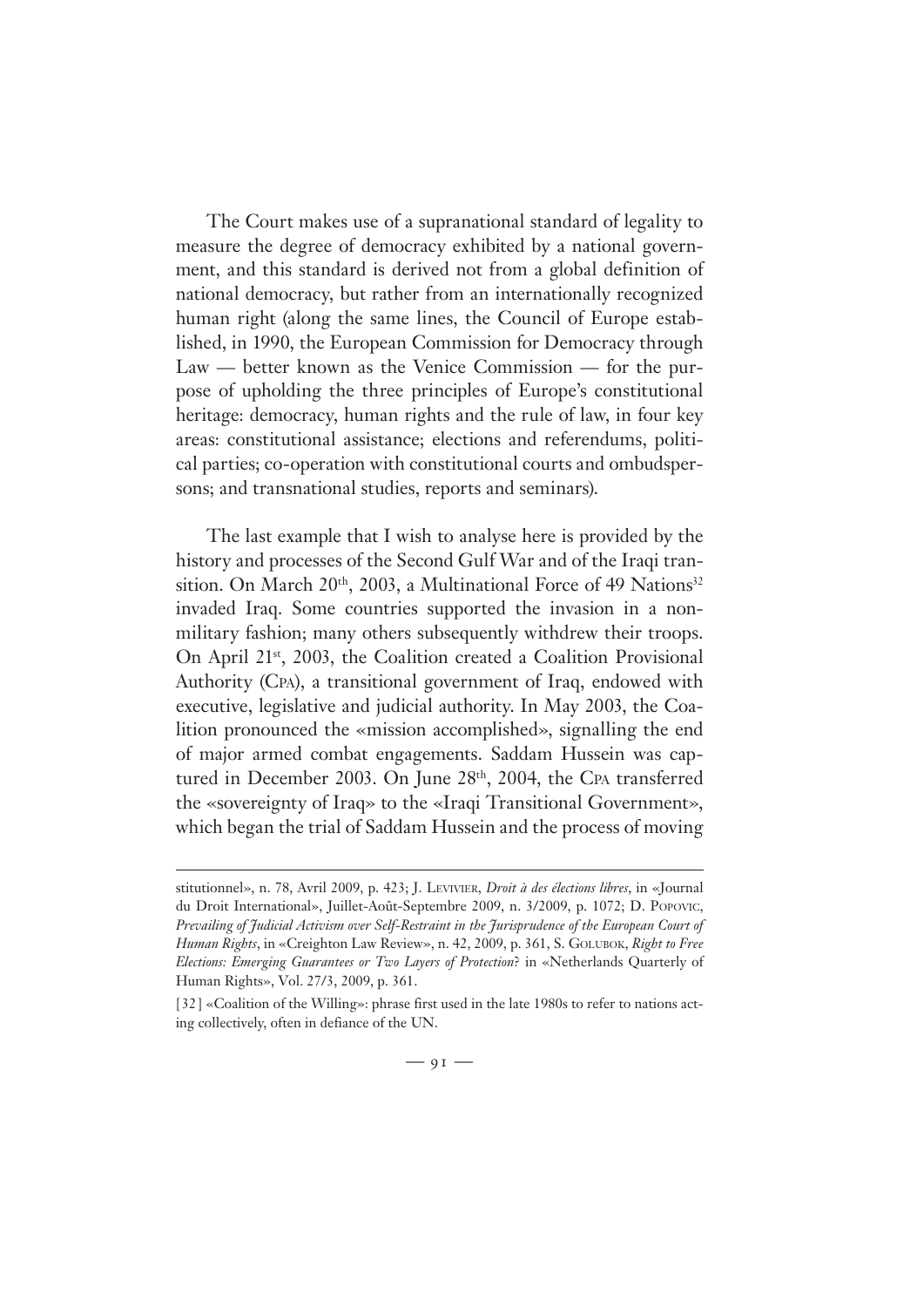The Court makes use of a supranational standard of legality to measure the degree of democracy exhibited by a national government, and this standard is derived not from a global definition of national democracy, but rather from an internationally recognized human right (along the same lines, the Council of Europe established, in 1990, the European Commission for Democracy through Law — better known as the Venice Commission — for the purpose of upholding the three principles of Europe's constitutional heritage: democracy, human rights and the rule of law, in four key areas: constitutional assistance; elections and referendums, political parties; co-operation with constitutional courts and ombudspersons; and transnational studies, reports and seminars).

The last example that I wish to analyse here is provided by the history and processes of the Second Gulf War and of the Iraqi transition. On March 20th, 2003, a Multinational Force of 49 Nations[32] invaded Iraq. Some countries supported the invasion in a non-military fashion; many others subsequently withdrew their troops. On April 21st, 2003, the Coalition created a Coalition Provisional Authority (CPA), a transitional government of Iraq, endowed with executive, legislative and judicial authority. In May 2003, the Coalition pronounced the «mission accomplished», signalling the end of major armed combat engagements. Saddam Hussein was captured in December 2003. On June 28th, 2004, the CPA transferred the «sovereignty of Iraq» to the «Iraqi Transitional Government», which began the trial of Saddam Hussein and the process of moving

---

stitutionnel», n. 78, Avril 2009, p. 423; J. LEVIVIER, *Droit à des élections libres*, in «Journal du Droit International», Juillet-Août-Septembre 2009, n. 3/2009, p. 1072; D. POPOVIC, *Prevailing of Judicial Activism over Self-Restraint in the Jurisprudence of the European Court of Human Rights*, in «Creighton Law Review», n. 42, 2009, p. 361, S. GOLUBOK, *Right to Free Elections: Emerging Guarantees or Two Layers of Protection*? in «Netherlands Quarterly of Human Rights», Vol. 27/3, 2009, p. 361.

[32] «Coalition of the Willing»: phrase first used in the late 1980s to refer to nations acting collectively, often in defiance of the UN.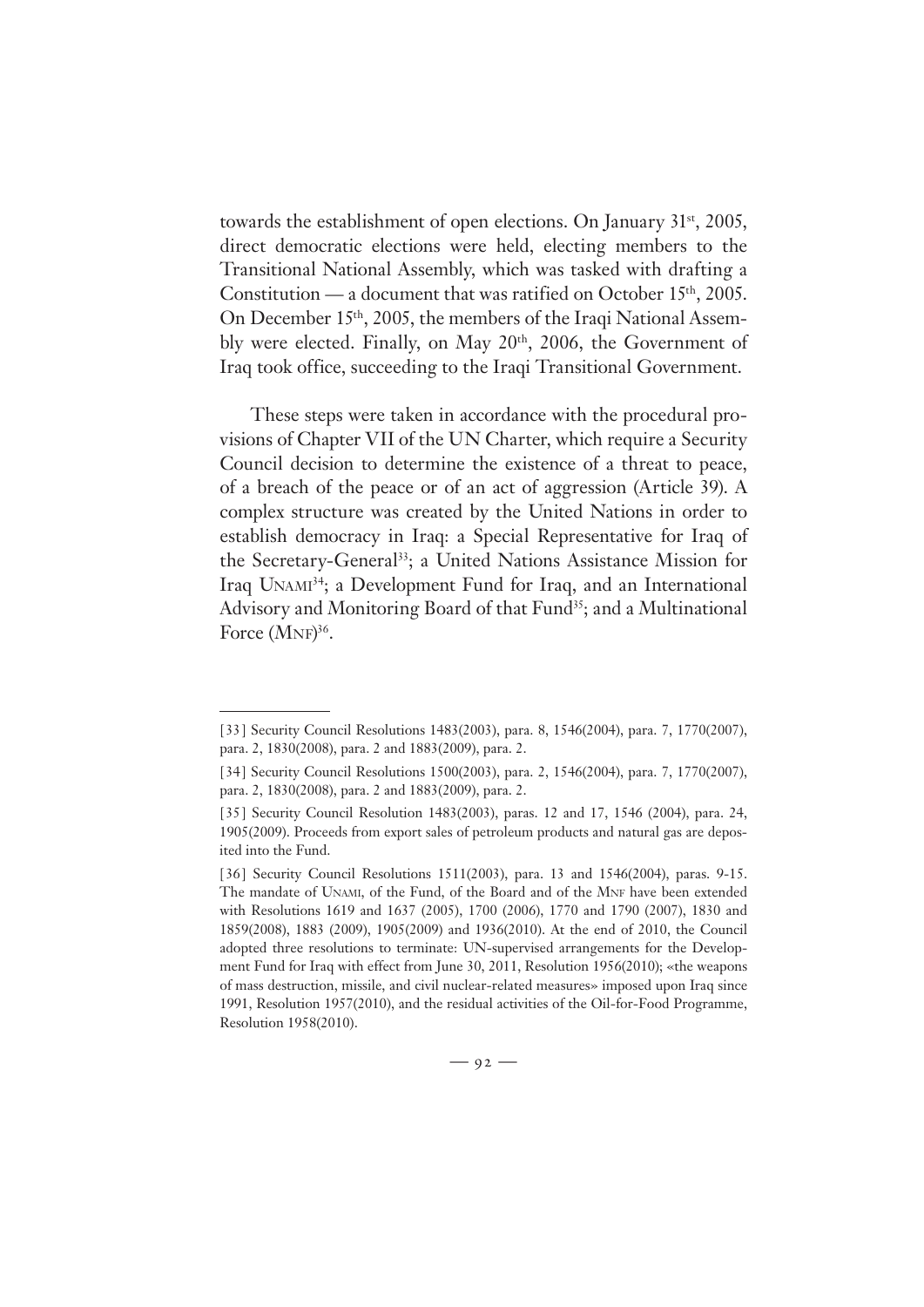towards the establishment of open elections. On January 31st, 2005, direct democratic elections were held, electing members to the Transitional National Assembly, which was tasked with drafting a Constitution — a document that was ratified on October 15th, 2005. On December 15th, 2005, the members of the Iraqi National Assembly were elected. Finally, on May 20th, 2006, the Government of Iraq took office, succeeding to the Iraqi Transitional Government.

These steps were taken in accordance with the procedural provisions of Chapter VII of the UN Charter, which require a Security Council decision to determine the existence of a threat to peace, of a breach of the peace or of an act of aggression (Article 39). A complex structure was created by the United Nations in order to establish democracy in Iraq: a Special Representative for Iraq of the Secretary-General[33]; a United Nations Assistance Mission for Iraq UNAMI[34]; a Development Fund for Iraq, and an International Advisory and Monitoring Board of that Fund[35]; and a Multinational Force (MNF)[36].

---

[33] Security Council Resolutions 1483(2003), para. 8, 1546(2004), para. 7, 1770(2007), para. 2, 1830(2008), para. 2 and 1883(2009), para. 2.

[34] Security Council Resolutions 1500(2003), para. 2, 1546(2004), para. 7, 1770(2007), para. 2, 1830(2008), para. 2 and 1883(2009), para. 2.

[35] Security Council Resolution 1483(2003), paras. 12 and 17, 1546 (2004), para. 24, 1905(2009). Proceeds from export sales of petroleum products and natural gas are deposited into the Fund.

[36] Security Council Resolutions 1511(2003), para. 13 and 1546(2004), paras. 9-15. The mandate of UNAMI, of the Fund, of the Board and of the MNF have been extended with Resolutions 1619 and 1637 (2005), 1700 (2006), 1770 and 1790 (2007), 1830 and 1859(2008), 1883 (2009), 1905(2009) and 1936(2010). At the end of 2010, the Council adopted three resolutions to terminate: UN-supervised arrangements for the Development Fund for Iraq with effect from June 30, 2011, Resolution 1956(2010); «the weapons of mass destruction, missile, and civil nuclear-related measures» imposed upon Iraq since 1991, Resolution 1957(2010), and the residual activities of the Oil-for-Food Programme, Resolution 1958(2010).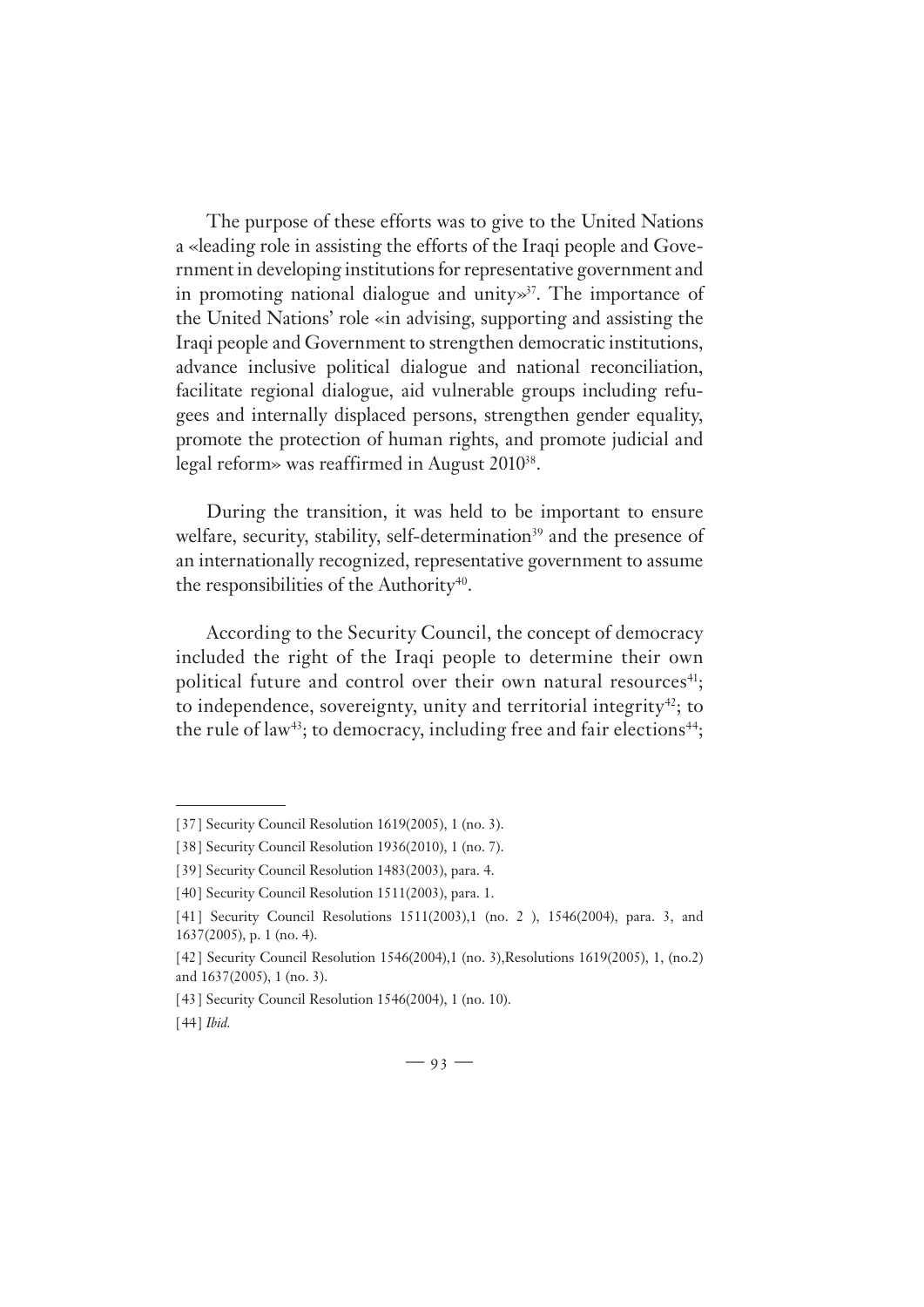The purpose of these efforts was to give to the United Nations a «leading role in assisting the efforts of the Iraqi people and Government in developing institutions for representative government and in promoting national dialogue and unity»[37]. The importance of the United Nations' role «in advising, supporting and assisting the Iraqi people and Government to strengthen democratic institutions, advance inclusive political dialogue and national reconciliation, facilitate regional dialogue, aid vulnerable groups including refugees and internally displaced persons, strengthen gender equality, promote the protection of human rights, and promote judicial and legal reform» was reaffirmed in August 2010[38].

During the transition, it was held to be important to ensure welfare, security, stability, self-determination[39] and the presence of an internationally recognized, representative government to assume the responsibilities of the Authority[40].

According to the Security Council, the concept of democracy included the right of the Iraqi people to determine their own political future and control over their own natural resources[41]; to independence, sovereignty, unity and territorial integrity[42]; to the rule of law[43]; to democracy, including free and fair elections[44];

---

[37] Security Council Resolution 1619(2005), 1 (no. 3).

[38] Security Council Resolution 1936(2010), 1 (no. 7).

[39] Security Council Resolution 1483(2003), para. 4.

[40] Security Council Resolution 1511(2003), para. 1.

[41] Security Council Resolutions 1511(2003),1 (no. 2 ), 1546(2004), para. 3, and 1637(2005), p. 1 (no. 4).

[42] Security Council Resolution 1546(2004),1 (no. 3),Resolutions 1619(2005), 1, (no.2) and 1637(2005), 1 (no. 3).

[43] Security Council Resolution 1546(2004), 1 (no. 10).

[44] *Ibid.*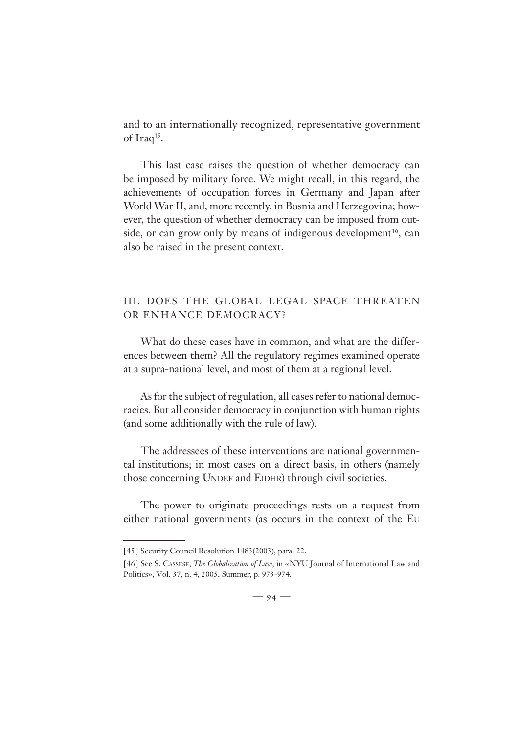and to an internationally recognized, representative government of Iraq[45].

This last case raises the question of whether democracy can be imposed by military force. We might recall, in this regard, the achievements of occupation forces in Germany and Japan after World War II, and, more recently, in Bosnia and Herzegovina; however, the question of whether democracy can be imposed from outside, or can grow only by means of indigenous development[46], can also be raised in the present context.

## III. DOES THE GLOBAL LEGAL SPACE THREATEN OR ENHANCE DEMOCRACY?

What do these cases have in common, and what are the differences between them? All the regulatory regimes examined operate at a supra-national level, and most of them at a regional level.

As for the subject of regulation, all cases refer to national democracies. But all consider democracy in conjunction with human rights (and some additionally with the rule of law).

The addressees of these interventions are national governmental institutions; in most cases on a direct basis, in others (namely those concerning UNDEF and EIDHR) through civil societies.

The power to originate proceedings rests on a request from either national governments (as occurs in the context of the EU

---

[45] Security Council Resolution 1483(2003), para. 22.

[46] See S. CASSESE, *The Globalization of Law*, in «NYU Journal of International Law and Politics», Vol. 37, n. 4, 2005, Summer, p. 973-974.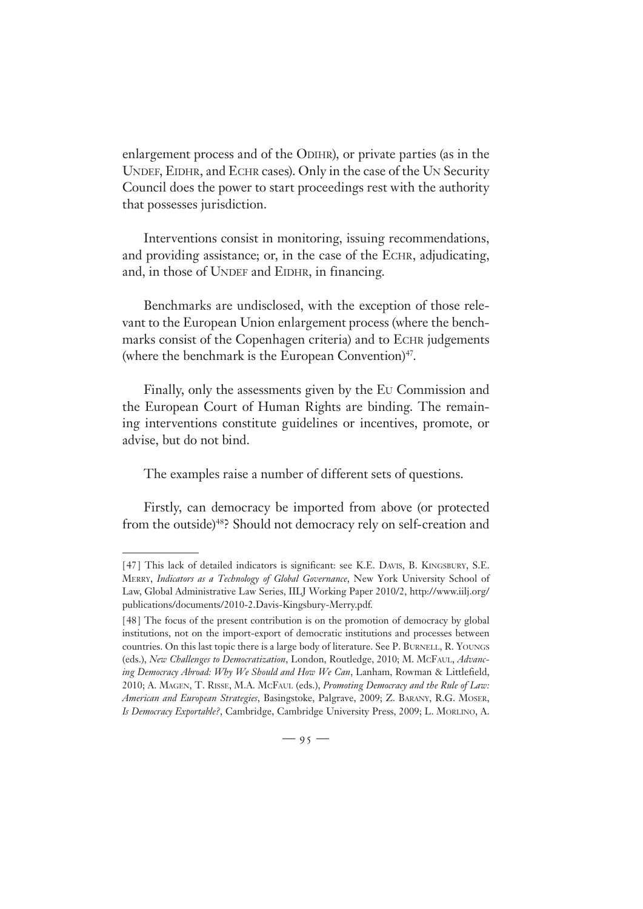enlargement process and of the ODIHR), or private parties (as in the UNDEF, EIDHR, and ECHR cases). Only in the case of the UN Security Council does the power to start proceedings rest with the authority that possesses jurisdiction.

Interventions consist in monitoring, issuing recommendations, and providing assistance; or, in the case of the ECHR, adjudicating, and, in those of UNDEF and EIDHR, in financing.

Benchmarks are undisclosed, with the exception of those relevant to the European Union enlargement process (where the benchmarks consist of the Copenhagen criteria) and to ECHR judgements (where the benchmark is the European Convention)[47].

Finally, only the assessments given by the EU Commission and the European Court of Human Rights are binding. The remaining interventions constitute guidelines or incentives, promote, or advise, but do not bind.

The examples raise a number of different sets of questions.

Firstly, can democracy be imported from above (or protected from the outside)[48]? Should not democracy rely on self-creation and

---

[47] This lack of detailed indicators is significant: see K.E. DAVIS, B. KINGSBURY, S.E. MERRY, *Indicators as a Technology of Global Governance*, New York University School of Law, Global Administrative Law Series, IILJ Working Paper 2010/2, http://www.iilj.org/publications/documents/2010-2.Davis-Kingsbury-Merry.pdf.

[48] The focus of the present contribution is on the promotion of democracy by global institutions, not on the import-export of democratic institutions and processes between countries. On this last topic there is a large body of literature. See P. BURNELL, R. YOUNGS (eds.), *New Challenges to Democratization*, London, Routledge, 2010; M. MCFAUL, *Advancing Democracy Abroad: Why We Should and How We Can*, Lanham, Rowman & Littlefield, 2010; A. MAGEN, T. RISSE, M.A. MCFAUL (eds.), *Promoting Democracy and the Rule of Law: American and European Strategies*, Basingstoke, Palgrave, 2009; Z. BARANY, R.G. MOSER, *Is Democracy Exportable?*, Cambridge, Cambridge University Press, 2009; L. MORLINO, A.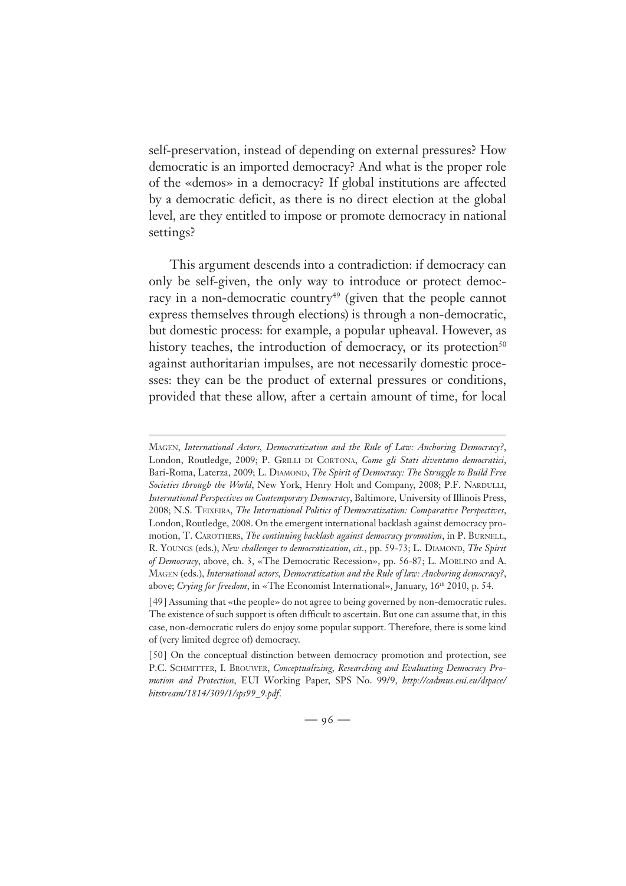self-preservation, instead of depending on external pressures? How democratic is an imported democracy? And what is the proper role of the «demos» in a democracy? If global institutions are affected by a democratic deficit, as there is no direct election at the global level, are they entitled to impose or promote democracy in national settings?

This argument descends into a contradiction: if democracy can only be self-given, the only way to introduce or protect democracy in a non-democratic country[49] (given that the people cannot express themselves through elections) is through a non-democratic, but domestic process: for example, a popular upheaval. However, as history teaches, the introduction of democracy, or its protection[50] against authoritarian impulses, are not necessarily domestic processes: they can be the product of external pressures or conditions, provided that these allow, after a certain amount of time, for local

---

Magen, *International Actors, Democratization and the Rule of Law: Anchoring Democracy?*, London, Routledge, 2009; P. Grilli di Cortona, *Come gli Stati diventano democratici*, Bari-Roma, Laterza, 2009; L. Diamond, *The Spirit of Democracy: The Struggle to Build Free Societies through the World*, New York, Henry Holt and Company, 2008; P.F. Nardulli, *International Perspectives on Contemporary Democracy*, Baltimore, University of Illinois Press, 2008; N.S. Teixeira, *The International Politics of Democratization: Comparative Perspectives*, London, Routledge, 2008. On the emergent international backlash against democracy promotion, T. Carothers, *The continuing backlash against democracy promotion*, in P. Burnell, R. Youngs (eds.), *New challenges to democratization*, *cit.*, pp. 59-73; L. Diamond, *The Spirit of Democracy*, above, ch. 3, «The Democratic Recession», pp. 56-87; L. Morlino and A. Magen (eds.), *International actors, Democratization and the Rule of law: Anchoring democracy?*, above; *Crying for freedom*, in «The Economist International», January, 16th 2010, p. 54.

[49] Assuming that «the people» do not agree to being governed by non-democratic rules. The existence of such support is often difficult to ascertain. But one can assume that, in this case, non-democratic rulers do enjoy some popular support. Therefore, there is some kind of (very limited degree of) democracy.

[50] On the conceptual distinction between democracy promotion and protection, see P.C. Schmitter, I. Brouwer, *Conceptualizing, Researching and Evaluating Democracy Promotion and Protection*, EUI Working Paper, SPS No. 99/9, *http://cadmus.eui.eu/dspace/bitstream/1814/309/1/sps99_9.pdf*.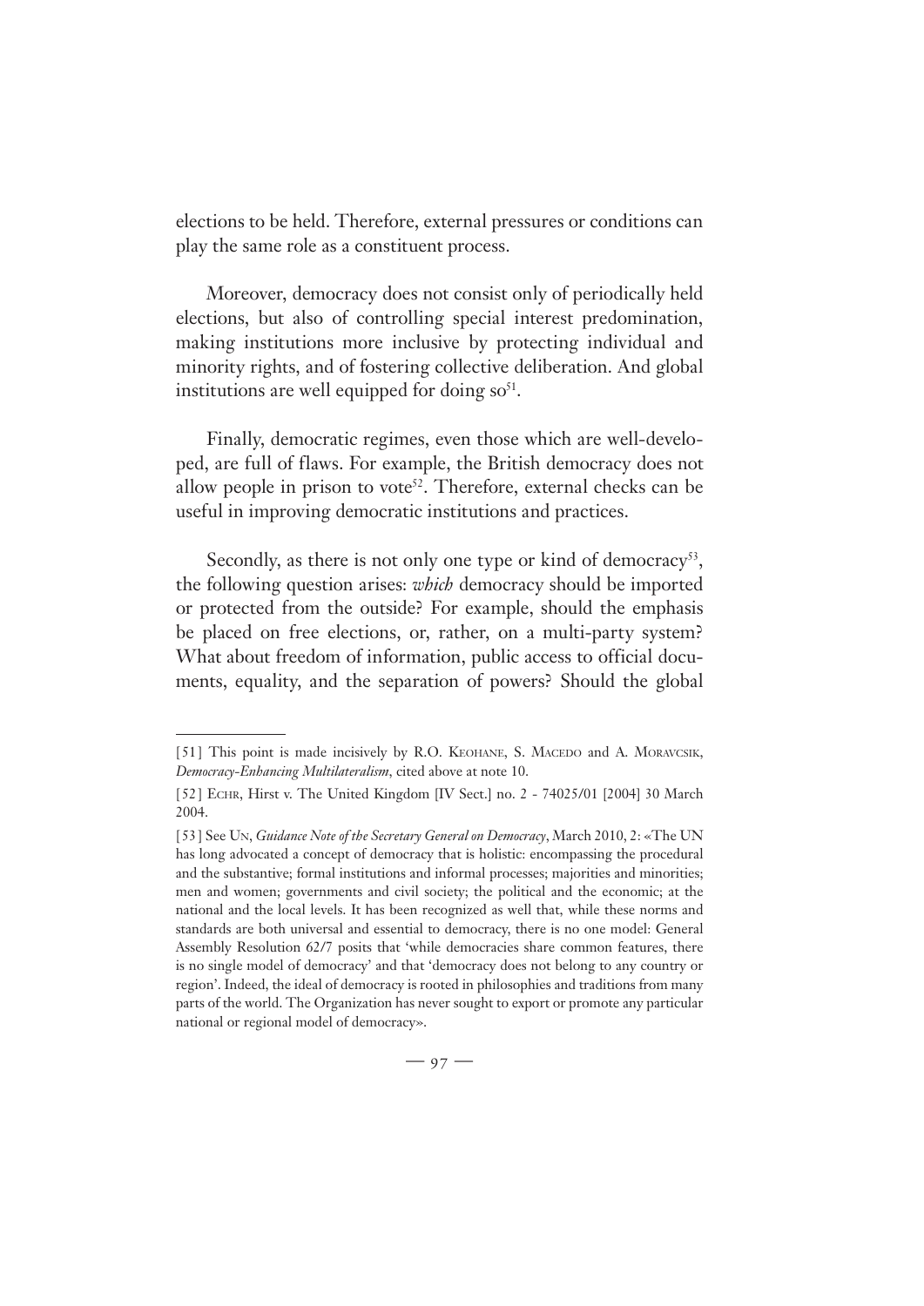elections to be held. Therefore, external pressures or conditions can play the same role as a constituent process.

Moreover, democracy does not consist only of periodically held elections, but also of controlling special interest predomination, making institutions more inclusive by protecting individual and minority rights, and of fostering collective deliberation. And global institutions are well equipped for doing so[51].

Finally, democratic regimes, even those which are well-developed, are full of flaws. For example, the British democracy does not allow people in prison to vote[52]. Therefore, external checks can be useful in improving democratic institutions and practices.

Secondly, as there is not only one type or kind of democracy[53], the following question arises: *which* democracy should be imported or protected from the outside? For example, should the emphasis be placed on free elections, or, rather, on a multi-party system? What about freedom of information, public access to official documents, equality, and the separation of powers? Should the global

---

[51] This point is made incisively by R.O. Keohane, S. Macedo and A. Moravcsik, *Democracy-Enhancing Multilateralism*, cited above at note 10.

[52] Echr, Hirst v. The United Kingdom [IV Sect.] no. 2 - 74025/01 [2004] 30 March 2004.

[53] See Un, *Guidance Note of the Secretary General on Democracy*, March 2010, 2: «The UN has long advocated a concept of democracy that is holistic: encompassing the procedural and the substantive; formal institutions and informal processes; majorities and minorities; men and women; governments and civil society; the political and the economic; at the national and the local levels. It has been recognized as well that, while these norms and standards are both universal and essential to democracy, there is no one model: General Assembly Resolution 62/7 posits that 'while democracies share common features, there is no single model of democracy' and that 'democracy does not belong to any country or region'. Indeed, the ideal of democracy is rooted in philosophies and traditions from many parts of the world. The Organization has never sought to export or promote any particular national or regional model of democracy».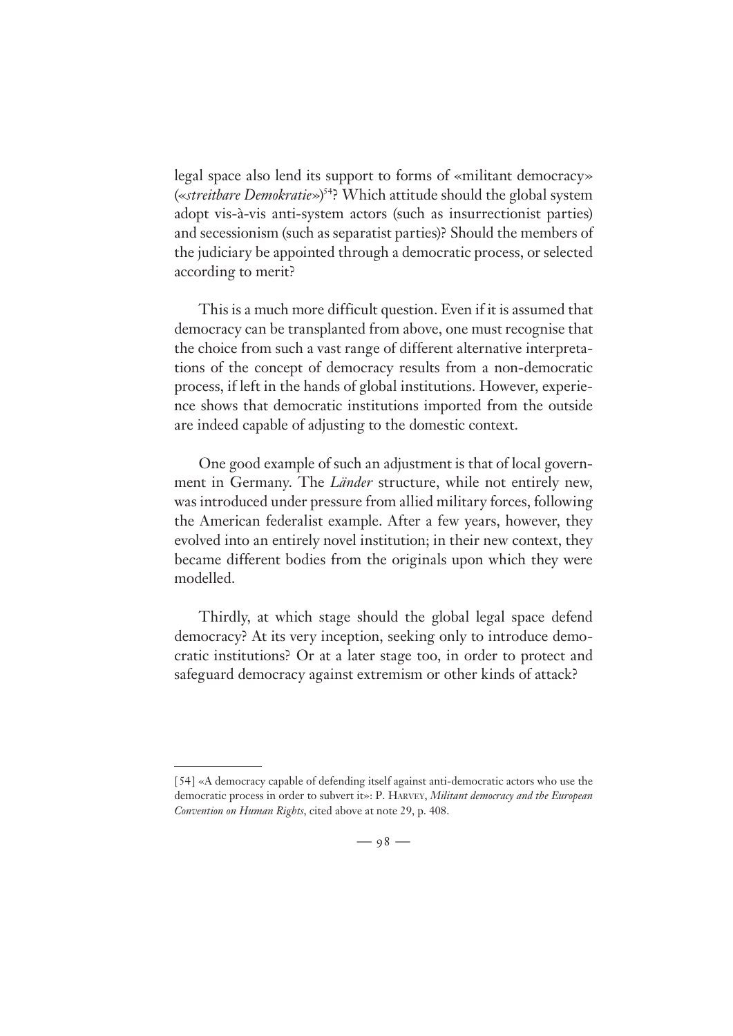legal space also lend its support to forms of «militant democracy» («*streitbare Demokratie*»)[54]? Which attitude should the global system adopt vis-à-vis anti-system actors (such as insurrectionist parties) and secessionism (such as separatist parties)? Should the members of the judiciary be appointed through a democratic process, or selected according to merit?

This is a much more difficult question. Even if it is assumed that democracy can be transplanted from above, one must recognise that the choice from such a vast range of different alternative interpretations of the concept of democracy results from a non-democratic process, if left in the hands of global institutions. However, experience shows that democratic institutions imported from the outside are indeed capable of adjusting to the domestic context.

One good example of such an adjustment is that of local government in Germany. The *Länder* structure, while not entirely new, was introduced under pressure from allied military forces, following the American federalist example. After a few years, however, they evolved into an entirely novel institution; in their new context, they became different bodies from the originals upon which they were modelled.

Thirdly, at which stage should the global legal space defend democracy? At its very inception, seeking only to introduce democratic institutions? Or at a later stage too, in order to protect and safeguard democracy against extremism or other kinds of attack?

---

[54] «A democracy capable of defending itself against anti-democratic actors who use the democratic process in order to subvert it»: P. Harvey, *Militant democracy and the European Convention on Human Rights*, cited above at note 29, p. 408.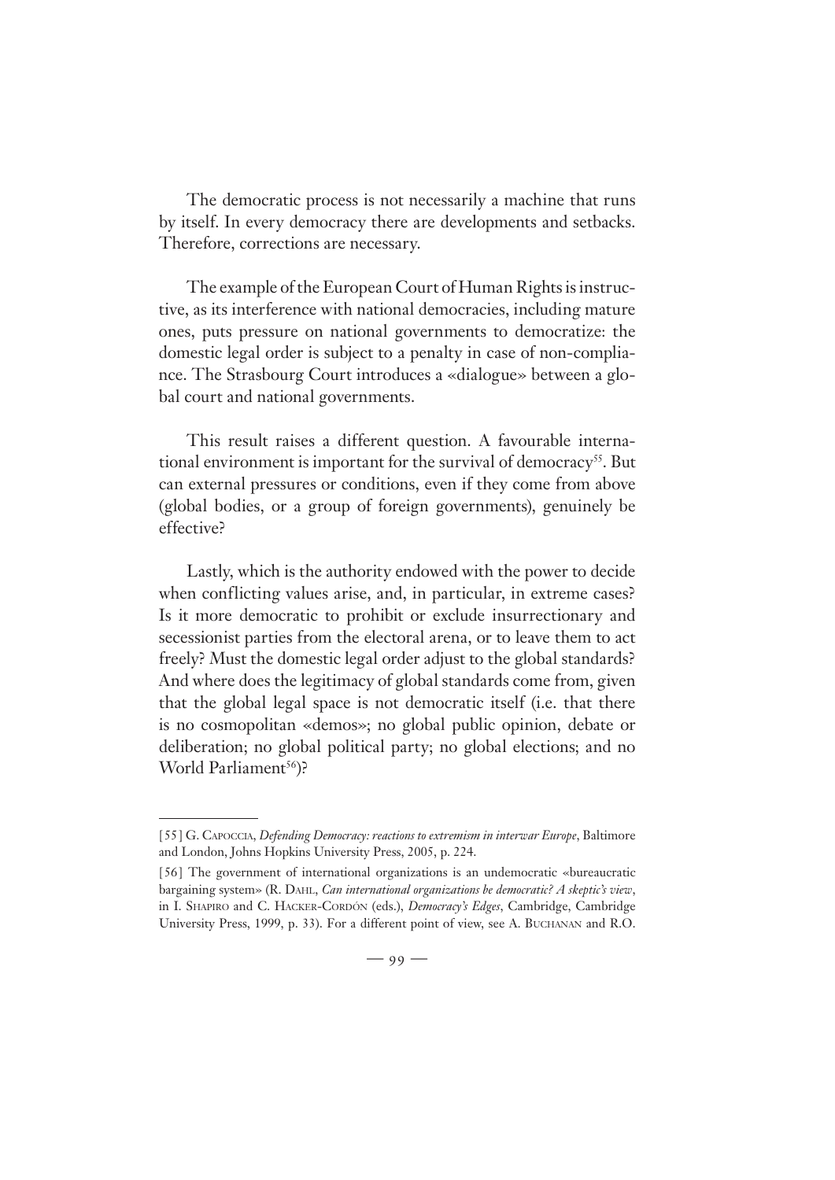The democratic process is not necessarily a machine that runs by itself. In every democracy there are developments and setbacks. Therefore, corrections are necessary.

The example of the European Court of Human Rights is instructive, as its interference with national democracies, including mature ones, puts pressure on national governments to democratize: the domestic legal order is subject to a penalty in case of non-compliance. The Strasbourg Court introduces a «dialogue» between a global court and national governments.

This result raises a different question. A favourable international environment is important for the survival of democracy[55]. But can external pressures or conditions, even if they come from above (global bodies, or a group of foreign governments), genuinely be effective?

Lastly, which is the authority endowed with the power to decide when conflicting values arise, and, in particular, in extreme cases? Is it more democratic to prohibit or exclude insurrectionary and secessionist parties from the electoral arena, or to leave them to act freely? Must the domestic legal order adjust to the global standards? And where does the legitimacy of global standards come from, given that the global legal space is not democratic itself (i.e. that there is no cosmopolitan «demos»; no global public opinion, debate or deliberation; no global political party; no global elections; and no World Parliament[56])?

---

[55] G. Capoccia, *Defending Democracy: reactions to extremism in interwar Europe*, Baltimore and London, Johns Hopkins University Press, 2005, p. 224.

[56] The government of international organizations is an undemocratic «bureaucratic bargaining system» (R. Dahl, *Can international organizations be democratic? A skeptic's view*, in I. Shapiro and C. Hacker-Cordón (eds.), *Democracy's Edges*, Cambridge, Cambridge University Press, 1999, p. 33). For a different point of view, see A. Buchanan and R.O.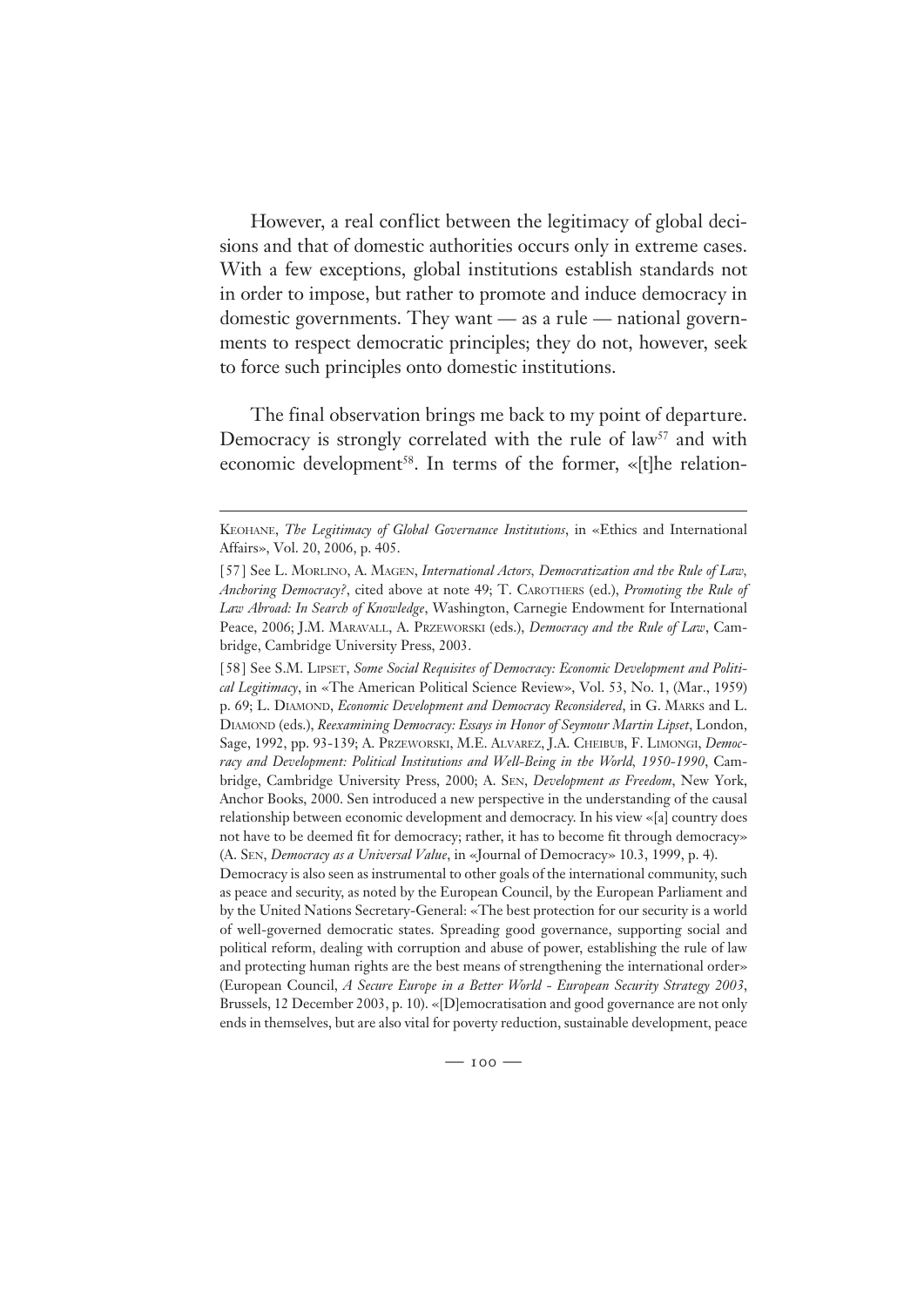However, a real conflict between the legitimacy of global decisions and that of domestic authorities occurs only in extreme cases. With a few exceptions, global institutions establish standards not in order to impose, but rather to promote and induce democracy in domestic governments. They want — as a rule — national governments to respect democratic principles; they do not, however, seek to force such principles onto domestic institutions.

The final observation brings me back to my point of departure. Democracy is strongly correlated with the rule of law[57] and with economic development[58]. In terms of the former, «[t]he relation-

---

Keohane, *The Legitimacy of Global Governance Institutions*, in «Ethics and International Affairs», Vol. 20, 2006, p. 405.

[57] See L. Morlino, A. Magen, *International Actors, Democratization and the Rule of Law, Anchoring Democracy?*, cited above at note 49; T. Carothers (ed.), *Promoting the Rule of Law Abroad: In Search of Knowledge*, Washington, Carnegie Endowment for International Peace, 2006; J.M. Maravall, A. Przeworski (eds.), *Democracy and the Rule of Law*, Cambridge, Cambridge University Press, 2003.

[58] See S.M. Lipset, *Some Social Requisites of Democracy: Economic Development and Political Legitimacy*, in «The American Political Science Review», Vol. 53, No. 1, (Mar., 1959) p. 69; L. Diamond, *Economic Development and Democracy Reconsidered*, in G. Marks and L. Diamond (eds.), *Reexamining Democracy: Essays in Honor of Seymour Martin Lipset*, London, Sage, 1992, pp. 93-139; A. Przeworski, M.E. Alvarez, J.A. Cheibub, F. Limongi, *Democracy and Development: Political Institutions and Well-Being in the World, 1950-1990*, Cambridge, Cambridge University Press, 2000; A. Sen, *Development as Freedom*, New York, Anchor Books, 2000. Sen introduced a new perspective in the understanding of the causal relationship between economic development and democracy. In his view «[a] country does not have to be deemed fit for democracy; rather, it has to become fit through democracy» (A. Sen, *Democracy as a Universal Value*, in «Journal of Democracy» 10.3, 1999, p. 4).

Democracy is also seen as instrumental to other goals of the international community, such as peace and security, as noted by the European Council, by the European Parliament and by the United Nations Secretary-General: «The best protection for our security is a world of well-governed democratic states. Spreading good governance, supporting social and political reform, dealing with corruption and abuse of power, establishing the rule of law and protecting human rights are the best means of strengthening the international order» (European Council, *A Secure Europe in a Better World - European Security Strategy 2003*, Brussels, 12 December 2003, p. 10). «[D]emocratisation and good governance are not only ends in themselves, but are also vital for poverty reduction, sustainable development, peace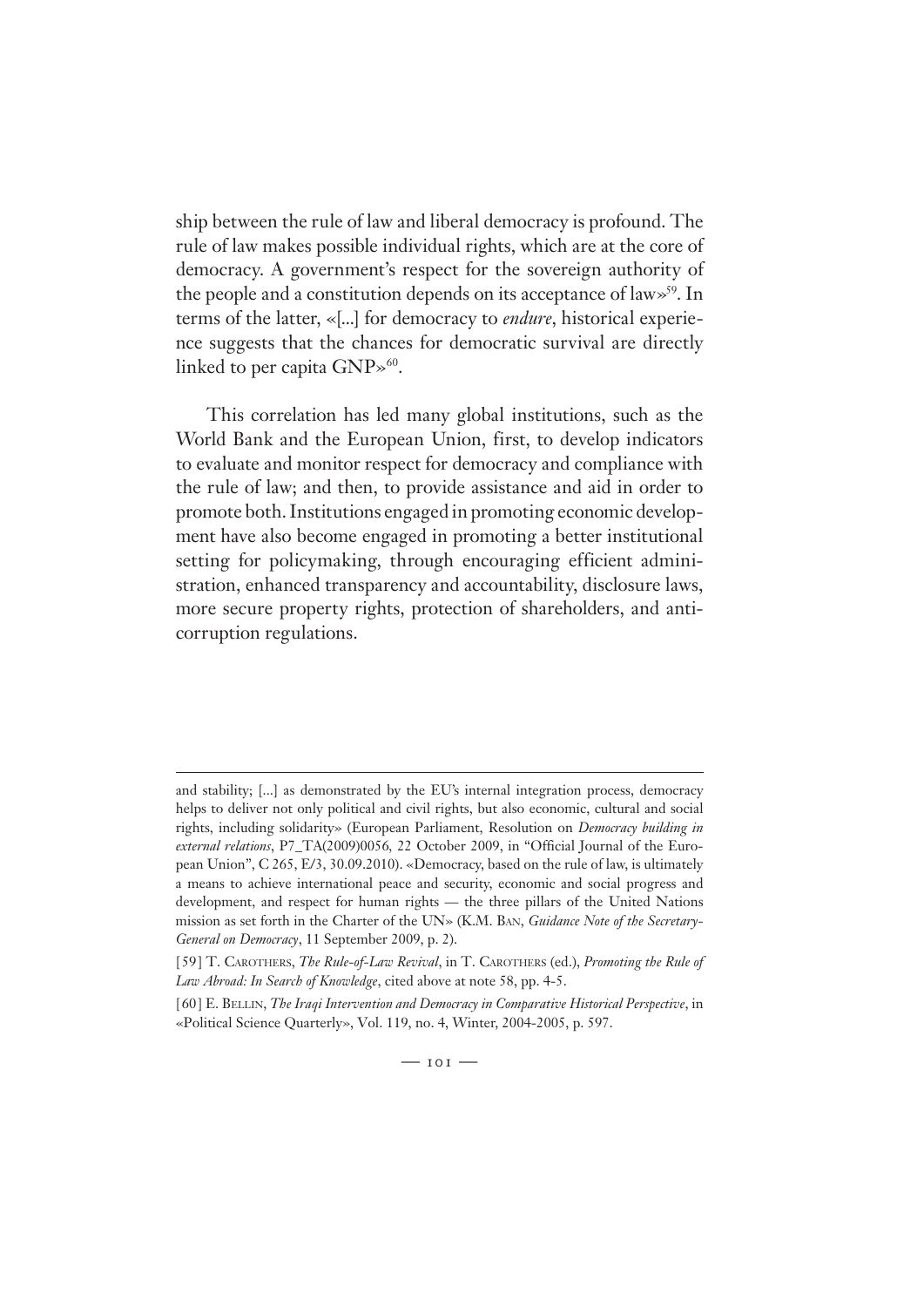ship between the rule of law and liberal democracy is profound. The rule of law makes possible individual rights, which are at the core of democracy. A government's respect for the sovereign authority of the people and a constitution depends on its acceptance of law»[59]. In terms of the latter, «[...] for democracy to *endure*, historical experience suggests that the chances for democratic survival are directly linked to per capita GNP»[60].

This correlation has led many global institutions, such as the World Bank and the European Union, first, to develop indicators to evaluate and monitor respect for democracy and compliance with the rule of law; and then, to provide assistance and aid in order to promote both. Institutions engaged in promoting economic development have also become engaged in promoting a better institutional setting for policymaking, through encouraging efficient administration, enhanced transparency and accountability, disclosure laws, more secure property rights, protection of shareholders, and anti-corruption regulations.

---

and stability; [...] as demonstrated by the EU's internal integration process, democracy helps to deliver not only political and civil rights, but also economic, cultural and social rights, including solidarity» (European Parliament, Resolution on *Democracy building in external relations*, P7_TA(2009)0056, 22 October 2009, in "Official Journal of the European Union", C 265, E/3, 30.09.2010). «Democracy, based on the rule of law, is ultimately a means to achieve international peace and security, economic and social progress and development, and respect for human rights — the three pillars of the United Nations mission as set forth in the Charter of the UN» (K.M. Ban, *Guidance Note of the Secretary-General on Democracy*, 11 September 2009, p. 2).

[59] T. Carothers, *The Rule-of-Law Revival*, in T. Carothers (ed.), *Promoting the Rule of Law Abroad: In Search of Knowledge*, cited above at note 58, pp. 4-5.

[60] E. Bellin, *The Iraqi Intervention and Democracy in Comparative Historical Perspective*, in «Political Science Quarterly», Vol. 119, no. 4, Winter, 2004-2005, p. 597.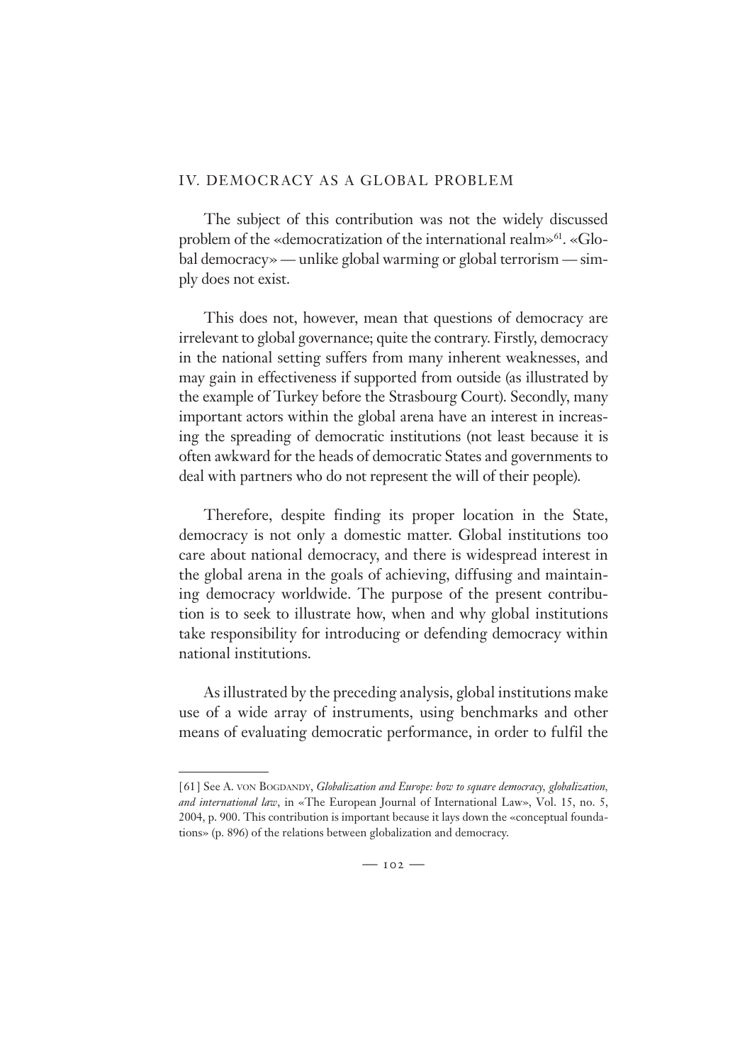## IV. DEMOCRACY AS A GLOBAL PROBLEM

The subject of this contribution was not the widely discussed problem of the «democratization of the international realm»[61]. «Global democracy» — unlike global warming or global terrorism — simply does not exist.

This does not, however, mean that questions of democracy are irrelevant to global governance; quite the contrary. Firstly, democracy in the national setting suffers from many inherent weaknesses, and may gain in effectiveness if supported from outside (as illustrated by the example of Turkey before the Strasbourg Court). Secondly, many important actors within the global arena have an interest in increasing the spreading of democratic institutions (not least because it is often awkward for the heads of democratic States and governments to deal with partners who do not represent the will of their people).

Therefore, despite finding its proper location in the State, democracy is not only a domestic matter. Global institutions too care about national democracy, and there is widespread interest in the global arena in the goals of achieving, diffusing and maintaining democracy worldwide. The purpose of the present contribution is to seek to illustrate how, when and why global institutions take responsibility for introducing or defending democracy within national institutions.

As illustrated by the preceding analysis, global institutions make use of a wide array of instruments, using benchmarks and other means of evaluating democratic performance, in order to fulfil the

---

[61] See A. von Bogdandy, *Globalization and Europe: how to square democracy, globalization, and international law*, in «The European Journal of International Law», Vol. 15, no. 5, 2004, p. 900. This contribution is important because it lays down the «conceptual foundations» (p. 896) of the relations between globalization and democracy.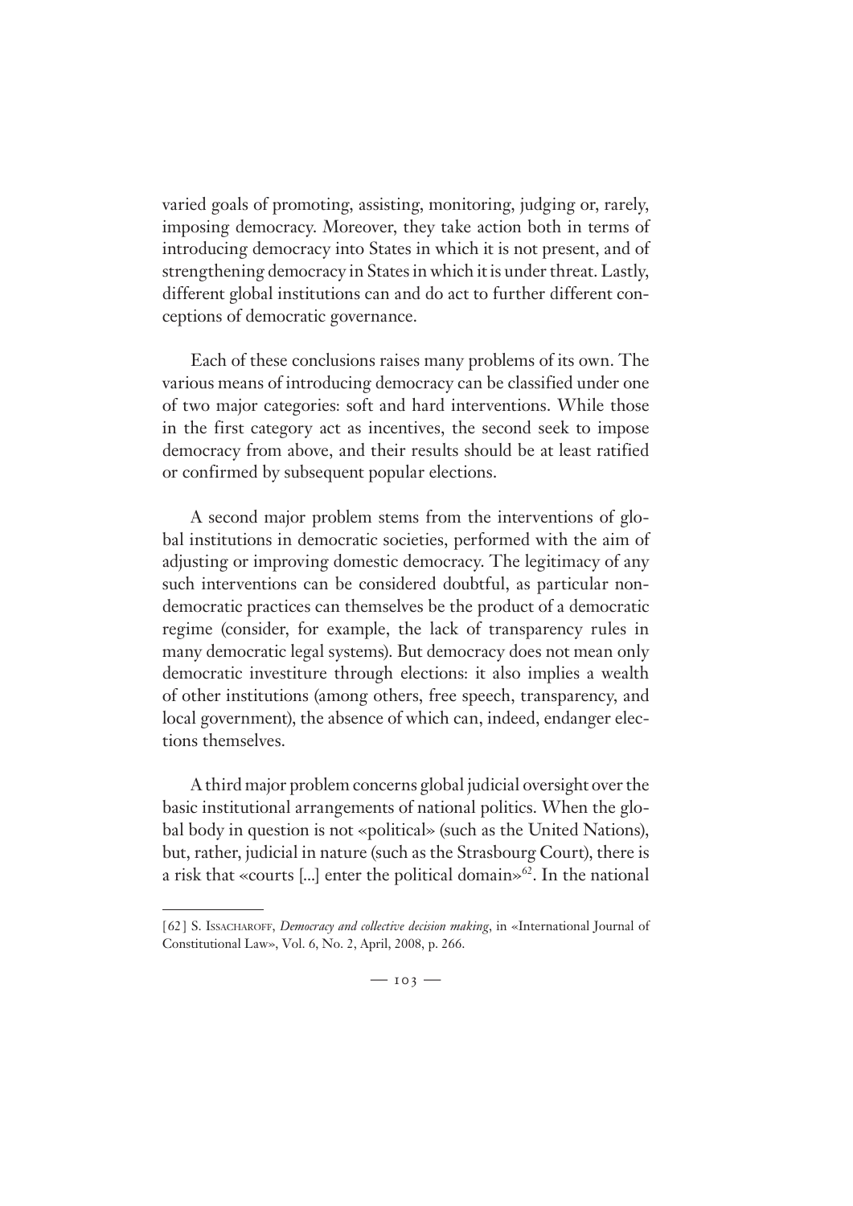varied goals of promoting, assisting, monitoring, judging or, rarely, imposing democracy. Moreover, they take action both in terms of introducing democracy into States in which it is not present, and of strengthening democracy in States in which it is under threat. Lastly, different global institutions can and do act to further different conceptions of democratic governance.

Each of these conclusions raises many problems of its own. The various means of introducing democracy can be classified under one of two major categories: soft and hard interventions. While those in the first category act as incentives, the second seek to impose democracy from above, and their results should be at least ratified or confirmed by subsequent popular elections.

A second major problem stems from the interventions of global institutions in democratic societies, performed with the aim of adjusting or improving domestic democracy. The legitimacy of any such interventions can be considered doubtful, as particular non-democratic practices can themselves be the product of a democratic regime (consider, for example, the lack of transparency rules in many democratic legal systems). But democracy does not mean only democratic investiture through elections: it also implies a wealth of other institutions (among others, free speech, transparency, and local government), the absence of which can, indeed, endanger elections themselves.

A third major problem concerns global judicial oversight over the basic institutional arrangements of national politics. When the global body in question is not «political» (such as the United Nations), but, rather, judicial in nature (such as the Strasbourg Court), there is a risk that «courts [...] enter the political domain»[62]. In the national

---

[62] S. Issacharoff, *Democracy and collective decision making*, in «International Journal of Constitutional Law», Vol. 6, No. 2, April, 2008, p. 266.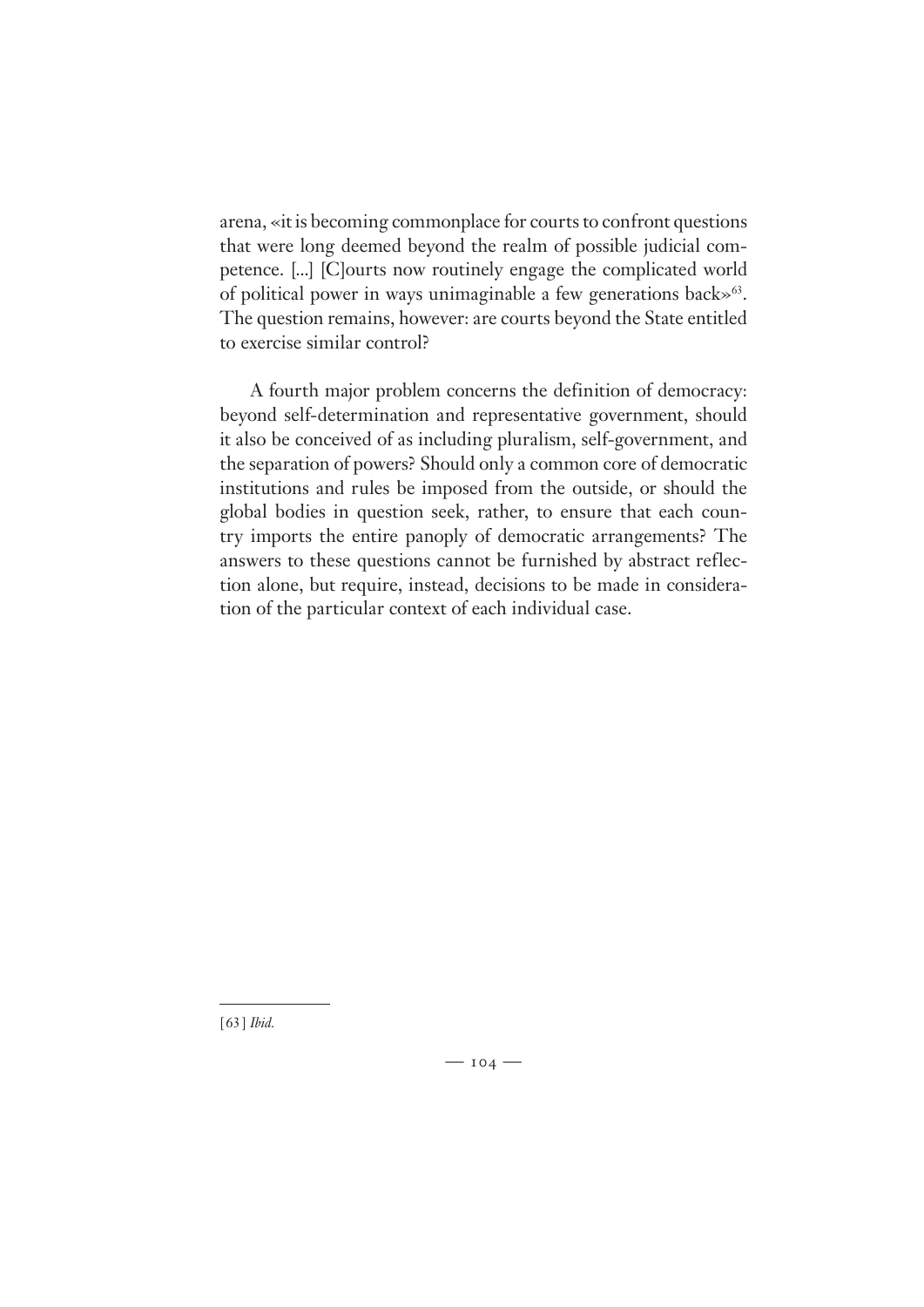arena, «it is becoming commonplace for courts to confront questions that were long deemed beyond the realm of possible judicial competence. [...] [C]ourts now routinely engage the complicated world of political power in ways unimaginable a few generations back»[63]. The question remains, however: are courts beyond the State entitled to exercise similar control?

A fourth major problem concerns the definition of democracy: beyond self-determination and representative government, should it also be conceived of as including pluralism, self-government, and the separation of powers? Should only a common core of democratic institutions and rules be imposed from the outside, or should the global bodies in question seek, rather, to ensure that each country imports the entire panoply of democratic arrangements? The answers to these questions cannot be furnished by abstract reflection alone, but require, instead, decisions to be made in consideration of the particular context of each individual case.

---

[63] *Ibid.*